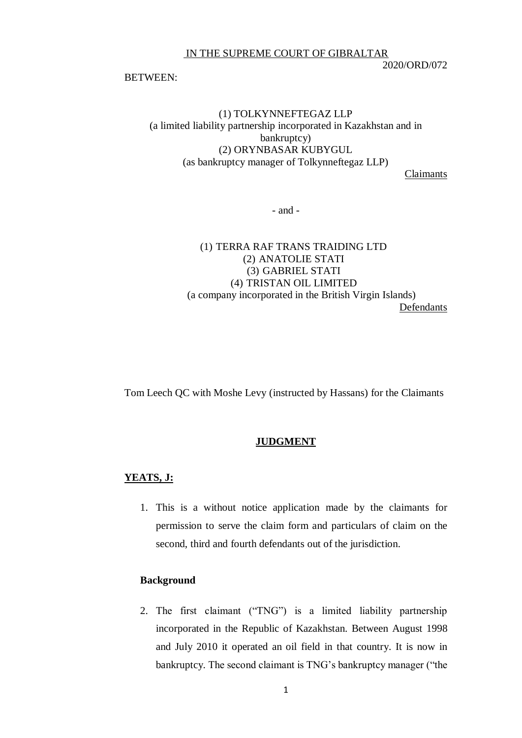IN THE SUPREME COURT OF GIBRALTAR

2020/ORD/072

BETWEEN:

(1) TOLKYNNEFTEGAZ LLP
(a limited liability partnership incorporated in Kazakhstan and in bankruptcy)
(2) ORYNBASAR KUBYGUL
(as bankruptcy manager of Tolkynneftegaz LLP)

Claimants

- and -

(1) TERRA RAF TRANS TRAIDING LTD
(2) ANATOLIE STATI
(3) GABRIEL STATI
(4) TRISTAN OIL LIMITED
(a company incorporated in the British Virgin Islands)

Defendants

Tom Leech QC with Moshe Levy (instructed by Hassans) for the Claimants

**JUDGMENT**

**YEATS, J:**

1. This is a without notice application made by the claimants for permission to serve the claim form and particulars of claim on the second, third and fourth defendants out of the jurisdiction.

**Background**

2. The first claimant ("TNG") is a limited liability partnership incorporated in the Republic of Kazakhstan. Between August 1998 and July 2010 it operated an oil field in that country. It is now in bankruptcy. The second claimant is TNG's bankruptcy manager ("the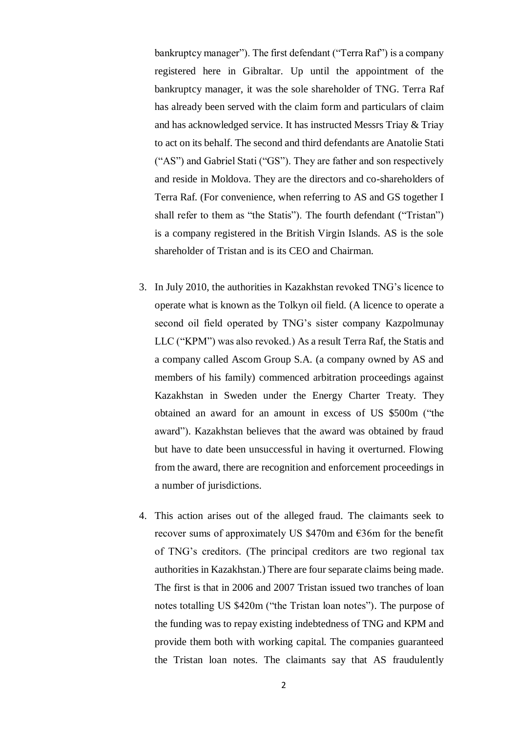bankruptcy manager"). The first defendant ("Terra Raf") is a company registered here in Gibraltar. Up until the appointment of the bankruptcy manager, it was the sole shareholder of TNG. Terra Raf has already been served with the claim form and particulars of claim and has acknowledged service. It has instructed Messrs Triay & Triay to act on its behalf. The second and third defendants are Anatolie Stati ("AS") and Gabriel Stati ("GS"). They are father and son respectively and reside in Moldova. They are the directors and co-shareholders of Terra Raf. (For convenience, when referring to AS and GS together I shall refer to them as "the Statis"). The fourth defendant ("Tristan") is a company registered in the British Virgin Islands. AS is the sole shareholder of Tristan and is its CEO and Chairman.

3. In July 2010, the authorities in Kazakhstan revoked TNG's licence to operate what is known as the Tolkyn oil field. (A licence to operate a second oil field operated by TNG's sister company Kazpolmunay LLC ("KPM") was also revoked.) As a result Terra Raf, the Statis and a company called Ascom Group S.A. (a company owned by AS and members of his family) commenced arbitration proceedings against Kazakhstan in Sweden under the Energy Charter Treaty. They obtained an award for an amount in excess of US $500m ("the award"). Kazakhstan believes that the award was obtained by fraud but have to date been unsuccessful in having it overturned. Flowing from the award, there are recognition and enforcement proceedings in a number of jurisdictions.

4. This action arises out of the alleged fraud. The claimants seek to recover sums of approximately US $470m and €36m for the benefit of TNG's creditors. (The principal creditors are two regional tax authorities in Kazakhstan.) There are four separate claims being made. The first is that in 2006 and 2007 Tristan issued two tranches of loan notes totalling US $420m ("the Tristan loan notes"). The purpose of the funding was to repay existing indebtedness of TNG and KPM and provide them both with working capital. The companies guaranteed the Tristan loan notes. The claimants say that AS fraudulently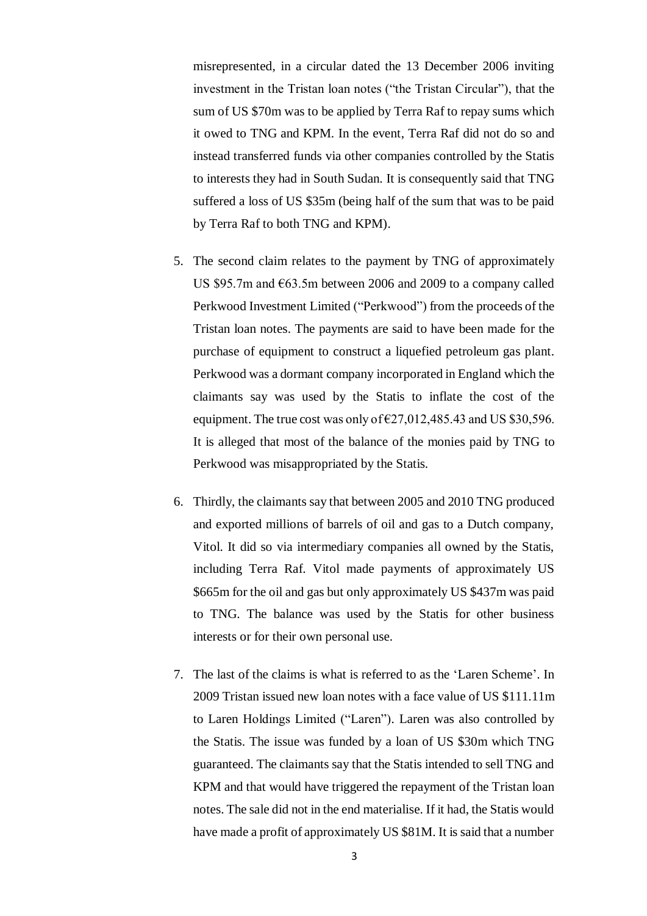misrepresented, in a circular dated the 13 December 2006 inviting investment in the Tristan loan notes ("the Tristan Circular"), that the sum of US $70m was to be applied by Terra Raf to repay sums which it owed to TNG and KPM. In the event, Terra Raf did not do so and instead transferred funds via other companies controlled by the Statis to interests they had in South Sudan. It is consequently said that TNG suffered a loss of US $35m (being half of the sum that was to be paid by Terra Raf to both TNG and KPM).

5. The second claim relates to the payment by TNG of approximately US $95.7m and €63.5m between 2006 and 2009 to a company called Perkwood Investment Limited ("Perkwood") from the proceeds of the Tristan loan notes. The payments are said to have been made for the purchase of equipment to construct a liquefied petroleum gas plant. Perkwood was a dormant company incorporated in England which the claimants say was used by the Statis to inflate the cost of the equipment. The true cost was only of €27,012,485.43 and US $30,596. It is alleged that most of the balance of the monies paid by TNG to Perkwood was misappropriated by the Statis.

6. Thirdly, the claimants say that between 2005 and 2010 TNG produced and exported millions of barrels of oil and gas to a Dutch company, Vitol. It did so via intermediary companies all owned by the Statis, including Terra Raf. Vitol made payments of approximately US $665m for the oil and gas but only approximately US $437m was paid to TNG. The balance was used by the Statis for other business interests or for their own personal use.

7. The last of the claims is what is referred to as the 'Laren Scheme'. In 2009 Tristan issued new loan notes with a face value of US $111.11m to Laren Holdings Limited ("Laren"). Laren was also controlled by the Statis. The issue was funded by a loan of US $30m which TNG guaranteed. The claimants say that the Statis intended to sell TNG and KPM and that would have triggered the repayment of the Tristan loan notes. The sale did not in the end materialise. If it had, the Statis would have made a profit of approximately US $81M. It is said that a number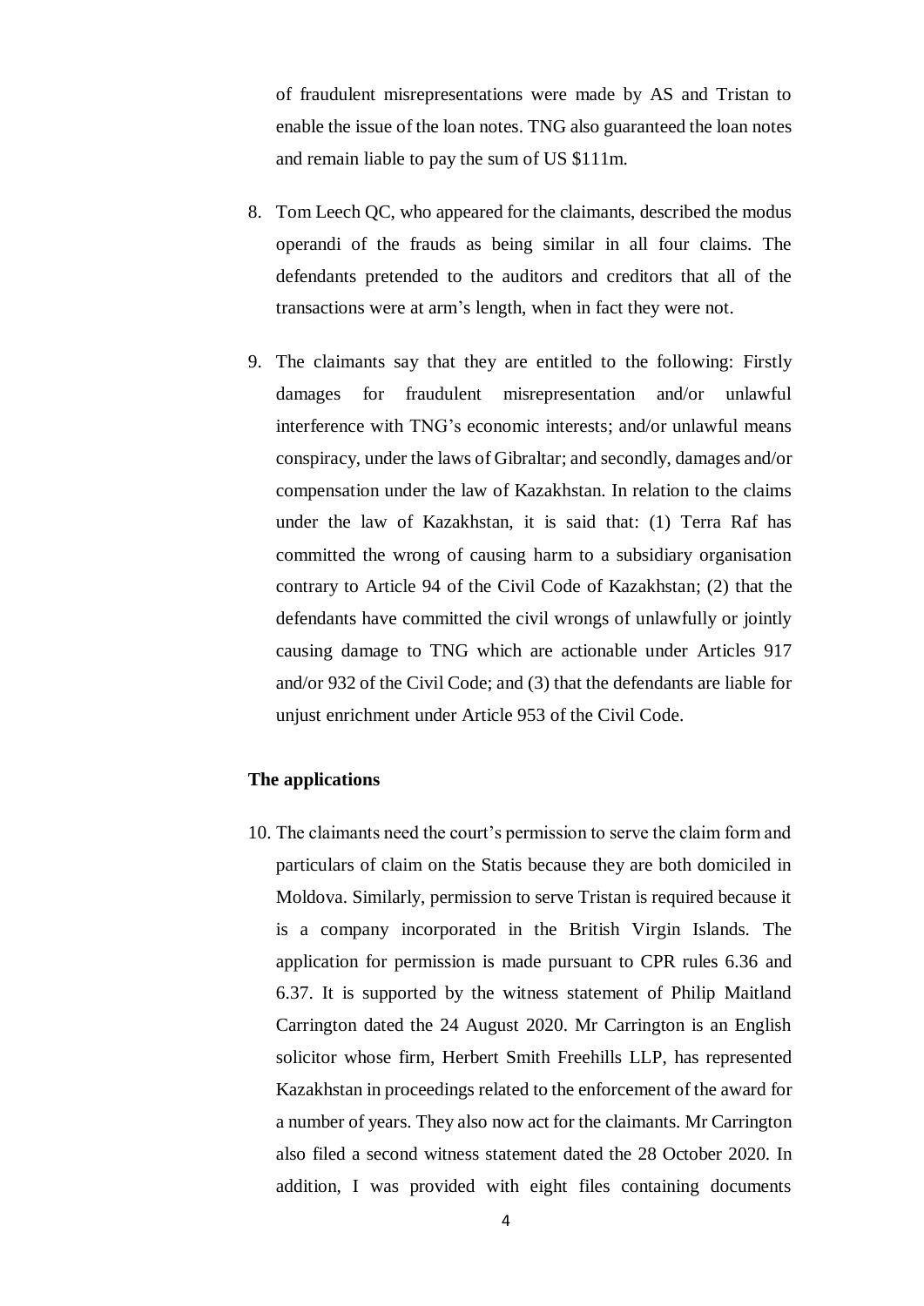of fraudulent misrepresentations were made by AS and Tristan to enable the issue of the loan notes. TNG also guaranteed the loan notes and remain liable to pay the sum of US $111m.

8. Tom Leech QC, who appeared for the claimants, described the modus operandi of the frauds as being similar in all four claims. The defendants pretended to the auditors and creditors that all of the transactions were at arm's length, when in fact they were not.

9. The claimants say that they are entitled to the following: Firstly damages for fraudulent misrepresentation and/or unlawful interference with TNG's economic interests; and/or unlawful means conspiracy, under the laws of Gibraltar; and secondly, damages and/or compensation under the law of Kazakhstan. In relation to the claims under the law of Kazakhstan, it is said that: (1) Terra Raf has committed the wrong of causing harm to a subsidiary organisation contrary to Article 94 of the Civil Code of Kazakhstan; (2) that the defendants have committed the civil wrongs of unlawfully or jointly causing damage to TNG which are actionable under Articles 917 and/or 932 of the Civil Code; and (3) that the defendants are liable for unjust enrichment under Article 953 of the Civil Code.

**The applications**

10. The claimants need the court's permission to serve the claim form and particulars of claim on the Statis because they are both domiciled in Moldova. Similarly, permission to serve Tristan is required because it is a company incorporated in the British Virgin Islands. The application for permission is made pursuant to CPR rules 6.36 and 6.37. It is supported by the witness statement of Philip Maitland Carrington dated the 24 August 2020. Mr Carrington is an English solicitor whose firm, Herbert Smith Freehills LLP, has represented Kazakhstan in proceedings related to the enforcement of the award for a number of years. They also now act for the claimants. Mr Carrington also filed a second witness statement dated the 28 October 2020. In addition, I was provided with eight files containing documents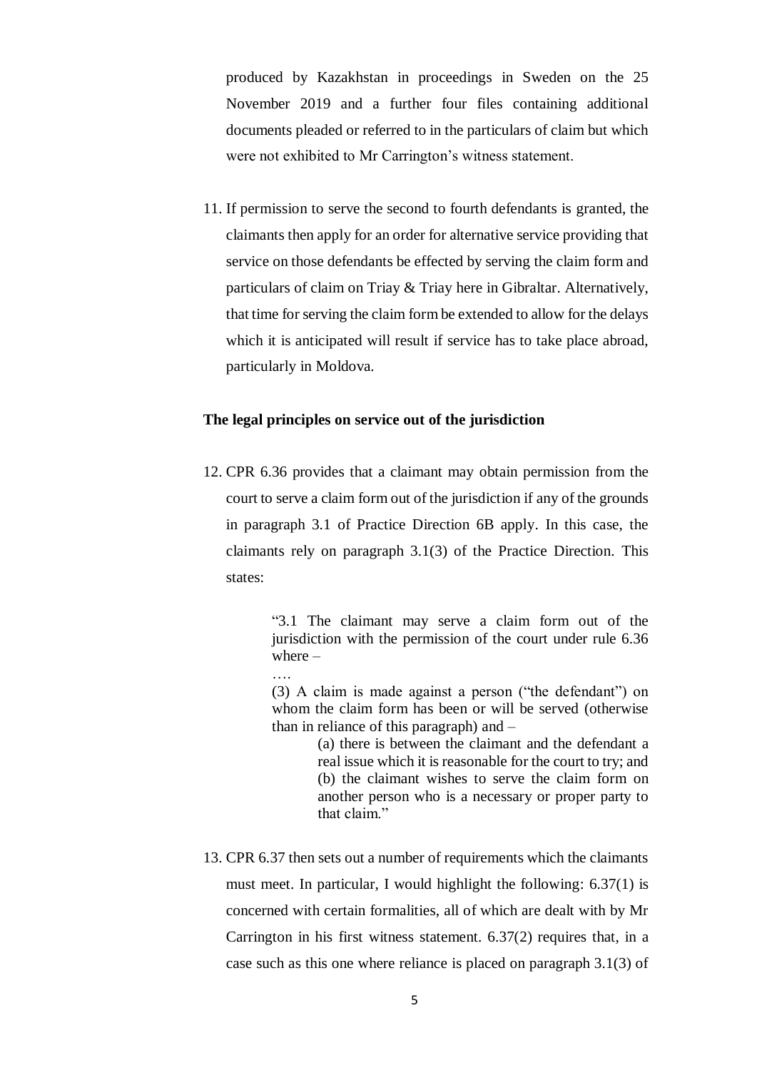produced by Kazakhstan in proceedings in Sweden on the 25 November 2019 and a further four files containing additional documents pleaded or referred to in the particulars of claim but which were not exhibited to Mr Carrington's witness statement.

11. If permission to serve the second to fourth defendants is granted, the claimants then apply for an order for alternative service providing that service on those defendants be effected by serving the claim form and particulars of claim on Triay & Triay here in Gibraltar. Alternatively, that time for serving the claim form be extended to allow for the delays which it is anticipated will result if service has to take place abroad, particularly in Moldova.

**The legal principles on service out of the jurisdiction**

12. CPR 6.36 provides that a claimant may obtain permission from the court to serve a claim form out of the jurisdiction if any of the grounds in paragraph 3.1 of Practice Direction 6B apply. In this case, the claimants rely on paragraph 3.1(3) of the Practice Direction. This states:

> "3.1 The claimant may serve a claim form out of the jurisdiction with the permission of the court under rule 6.36 where –
>
> ….
>
> (3) A claim is made against a person ("the defendant") on whom the claim form has been or will be served (otherwise than in reliance of this paragraph) and –
>
> > (a) there is between the claimant and the defendant a real issue which it is reasonable for the court to try; and
> >
> > (b) the claimant wishes to serve the claim form on another person who is a necessary or proper party to that claim."

13. CPR 6.37 then sets out a number of requirements which the claimants must meet. In particular, I would highlight the following: 6.37(1) is concerned with certain formalities, all of which are dealt with by Mr Carrington in his first witness statement. 6.37(2) requires that, in a case such as this one where reliance is placed on paragraph 3.1(3) of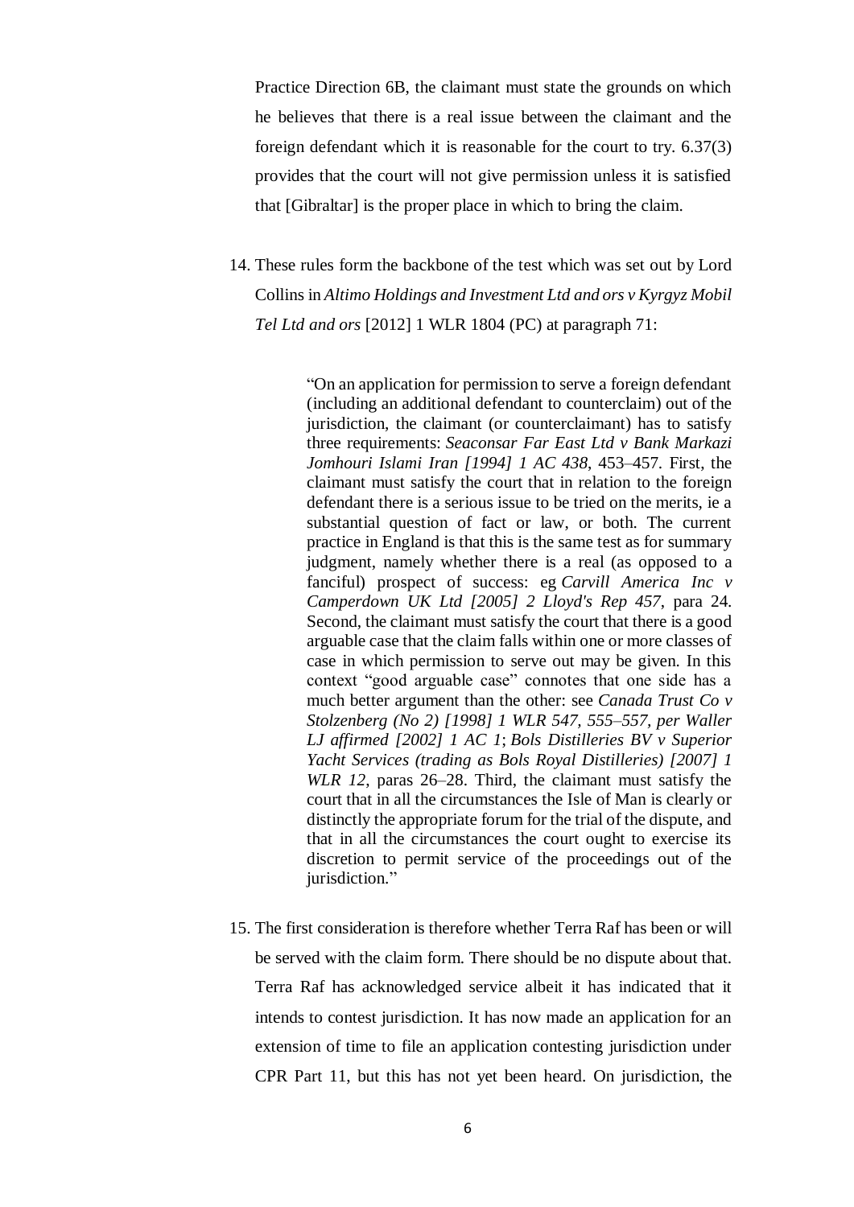Practice Direction 6B, the claimant must state the grounds on which he believes that there is a real issue between the claimant and the foreign defendant which it is reasonable for the court to try. 6.37(3) provides that the court will not give permission unless it is satisfied that [Gibraltar] is the proper place in which to bring the claim.

14. These rules form the backbone of the test which was set out by Lord Collins in *Altimo Holdings and Investment Ltd and ors v Kyrgyz Mobil Tel Ltd and ors* [2012] 1 WLR 1804 (PC) at paragraph 71:

> "On an application for permission to serve a foreign defendant (including an additional defendant to counterclaim) out of the jurisdiction, the claimant (or counterclaimant) has to satisfy three requirements: *Seaconsar Far East Ltd v Bank Markazi Jomhouri Islami Iran [1994] 1 AC 438*, 453–457. First, the claimant must satisfy the court that in relation to the foreign defendant there is a serious issue to be tried on the merits, ie a substantial question of fact or law, or both. The current practice in England is that this is the same test as for summary judgment, namely whether there is a real (as opposed to a fanciful) prospect of success: eg *Carvill America Inc v Camperdown UK Ltd [2005] 2 Lloyd's Rep 457*, para 24. Second, the claimant must satisfy the court that there is a good arguable case that the claim falls within one or more classes of case in which permission to serve out may be given. In this context "good arguable case" connotes that one side has a much better argument than the other: see *Canada Trust Co v Stolzenberg (No 2) [1998] 1 WLR 547, 555–557, per Waller LJ affirmed [2002] 1 AC 1*; *Bols Distilleries BV v Superior Yacht Services (trading as Bols Royal Distilleries) [2007] 1 WLR 12*, paras 26–28. Third, the claimant must satisfy the court that in all the circumstances the Isle of Man is clearly or distinctly the appropriate forum for the trial of the dispute, and that in all the circumstances the court ought to exercise its discretion to permit service of the proceedings out of the jurisdiction."

15. The first consideration is therefore whether Terra Raf has been or will be served with the claim form. There should be no dispute about that. Terra Raf has acknowledged service albeit it has indicated that it intends to contest jurisdiction. It has now made an application for an extension of time to file an application contesting jurisdiction under CPR Part 11, but this has not yet been heard. On jurisdiction, the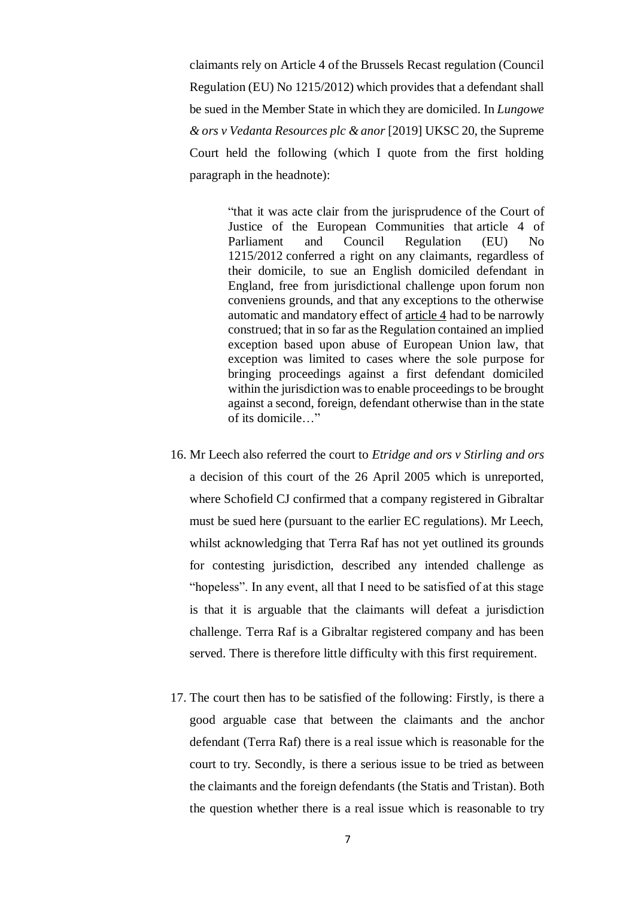claimants rely on Article 4 of the Brussels Recast regulation (Council Regulation (EU) No 1215/2012) which provides that a defendant shall be sued in the Member State in which they are domiciled. In *Lungowe & ors v Vedanta Resources plc & anor* [2019] UKSC 20, the Supreme Court held the following (which I quote from the first holding paragraph in the headnote):

> "that it was acte clair from the jurisprudence of the Court of Justice of the European Communities that article 4 of Parliament and Council Regulation (EU) No 1215/2012 conferred a right on any claimants, regardless of their domicile, to sue an English domiciled defendant in England, free from jurisdictional challenge upon forum non conveniens grounds, and that any exceptions to the otherwise automatic and mandatory effect of article 4 had to be narrowly construed; that in so far as the Regulation contained an implied exception based upon abuse of European Union law, that exception was limited to cases where the sole purpose for bringing proceedings against a first defendant domiciled within the jurisdiction was to enable proceedings to be brought against a second, foreign, defendant otherwise than in the state of its domicile…"

16. Mr Leech also referred the court to *Etridge and ors v Stirling and ors* a decision of this court of the 26 April 2005 which is unreported, where Schofield CJ confirmed that a company registered in Gibraltar must be sued here (pursuant to the earlier EC regulations). Mr Leech, whilst acknowledging that Terra Raf has not yet outlined its grounds for contesting jurisdiction, described any intended challenge as "hopeless". In any event, all that I need to be satisfied of at this stage is that it is arguable that the claimants will defeat a jurisdiction challenge. Terra Raf is a Gibraltar registered company and has been served. There is therefore little difficulty with this first requirement.

17. The court then has to be satisfied of the following: Firstly, is there a good arguable case that between the claimants and the anchor defendant (Terra Raf) there is a real issue which is reasonable for the court to try. Secondly, is there a serious issue to be tried as between the claimants and the foreign defendants (the Statis and Tristan). Both the question whether there is a real issue which is reasonable to try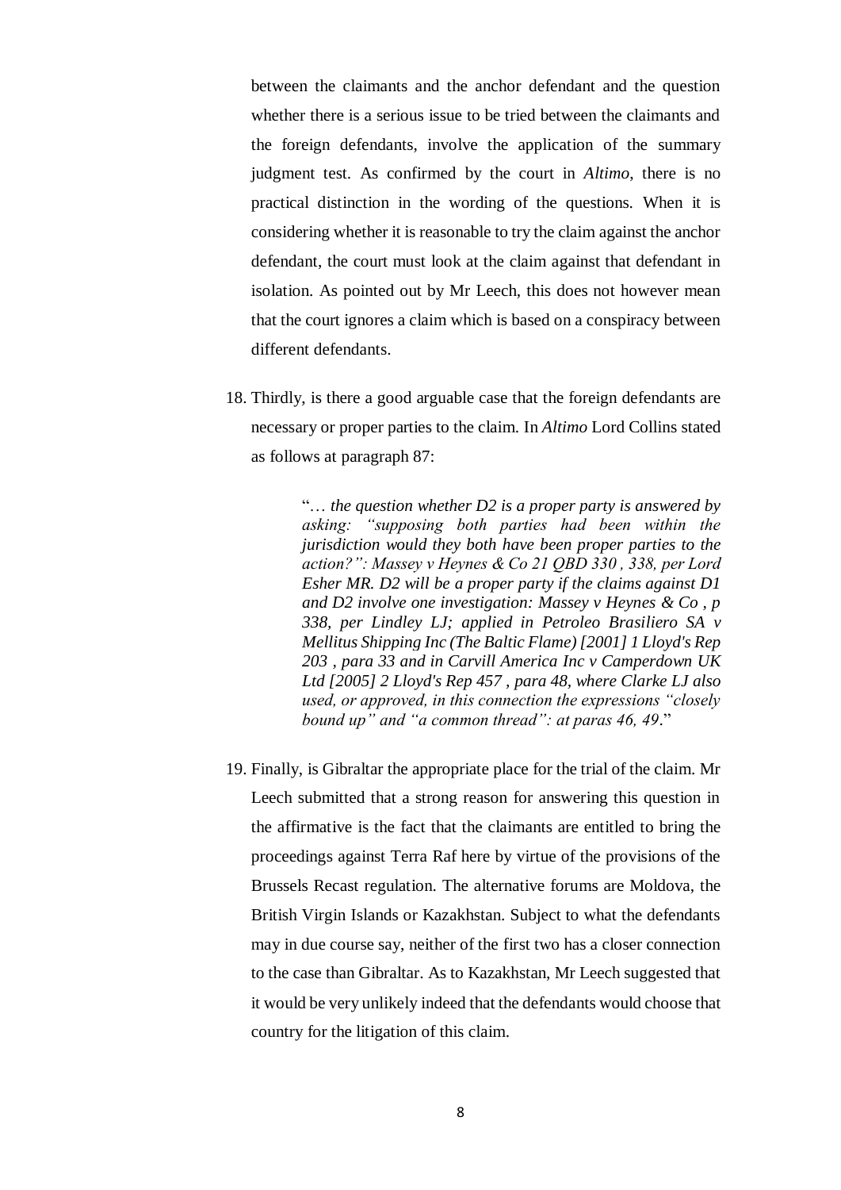between the claimants and the anchor defendant and the question whether there is a serious issue to be tried between the claimants and the foreign defendants, involve the application of the summary judgment test. As confirmed by the court in *Altimo*, there is no practical distinction in the wording of the questions. When it is considering whether it is reasonable to try the claim against the anchor defendant, the court must look at the claim against that defendant in isolation. As pointed out by Mr Leech, this does not however mean that the court ignores a claim which is based on a conspiracy between different defendants.

18. Thirdly, is there a good arguable case that the foreign defendants are necessary or proper parties to the claim. In *Altimo* Lord Collins stated as follows at paragraph 87:

> "*… the question whether D2 is a proper party is answered by asking: "supposing both parties had been within the jurisdiction would they both have been proper parties to the action?": Massey v Heynes & Co 21 QBD 330 , 338, per Lord Esher MR. D2 will be a proper party if the claims against D1 and D2 involve one investigation: Massey v Heynes & Co , p 338, per Lindley LJ; applied in Petroleo Brasiliero SA v Mellitus Shipping Inc (The Baltic Flame) [2001] 1 Lloyd's Rep 203 , para 33 and in Carvill America Inc v Camperdown UK Ltd [2005] 2 Lloyd's Rep 457 , para 48, where Clarke LJ also used, or approved, in this connection the expressions "closely bound up" and "a common thread": at paras 46, 49*."

19. Finally, is Gibraltar the appropriate place for the trial of the claim. Mr Leech submitted that a strong reason for answering this question in the affirmative is the fact that the claimants are entitled to bring the proceedings against Terra Raf here by virtue of the provisions of the Brussels Recast regulation. The alternative forums are Moldova, the British Virgin Islands or Kazakhstan. Subject to what the defendants may in due course say, neither of the first two has a closer connection to the case than Gibraltar. As to Kazakhstan, Mr Leech suggested that it would be very unlikely indeed that the defendants would choose that country for the litigation of this claim.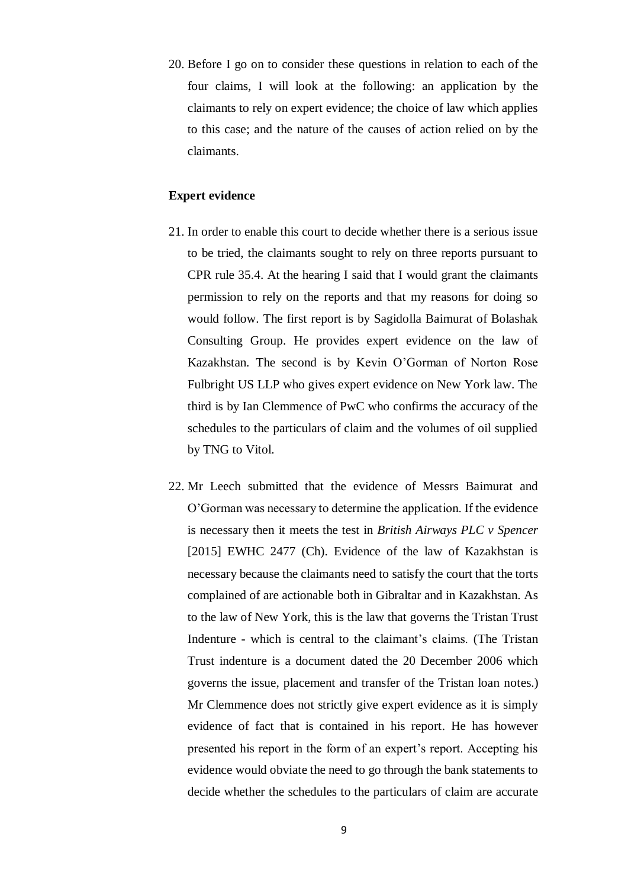20. Before I go on to consider these questions in relation to each of the four claims, I will look at the following: an application by the claimants to rely on expert evidence; the choice of law which applies to this case; and the nature of the causes of action relied on by the claimants.

**Expert evidence**

21. In order to enable this court to decide whether there is a serious issue to be tried, the claimants sought to rely on three reports pursuant to CPR rule 35.4. At the hearing I said that I would grant the claimants permission to rely on the reports and that my reasons for doing so would follow. The first report is by Sagidolla Baimurat of Bolashak Consulting Group. He provides expert evidence on the law of Kazakhstan. The second is by Kevin O'Gorman of Norton Rose Fulbright US LLP who gives expert evidence on New York law. The third is by Ian Clemmence of PwC who confirms the accuracy of the schedules to the particulars of claim and the volumes of oil supplied by TNG to Vitol.

22. Mr Leech submitted that the evidence of Messrs Baimurat and O'Gorman was necessary to determine the application. If the evidence is necessary then it meets the test in *British Airways PLC v Spencer* [2015] EWHC 2477 (Ch). Evidence of the law of Kazakhstan is necessary because the claimants need to satisfy the court that the torts complained of are actionable both in Gibraltar and in Kazakhstan. As to the law of New York, this is the law that governs the Tristan Trust Indenture - which is central to the claimant's claims. (The Tristan Trust indenture is a document dated the 20 December 2006 which governs the issue, placement and transfer of the Tristan loan notes.) Mr Clemmence does not strictly give expert evidence as it is simply evidence of fact that is contained in his report. He has however presented his report in the form of an expert's report. Accepting his evidence would obviate the need to go through the bank statements to decide whether the schedules to the particulars of claim are accurate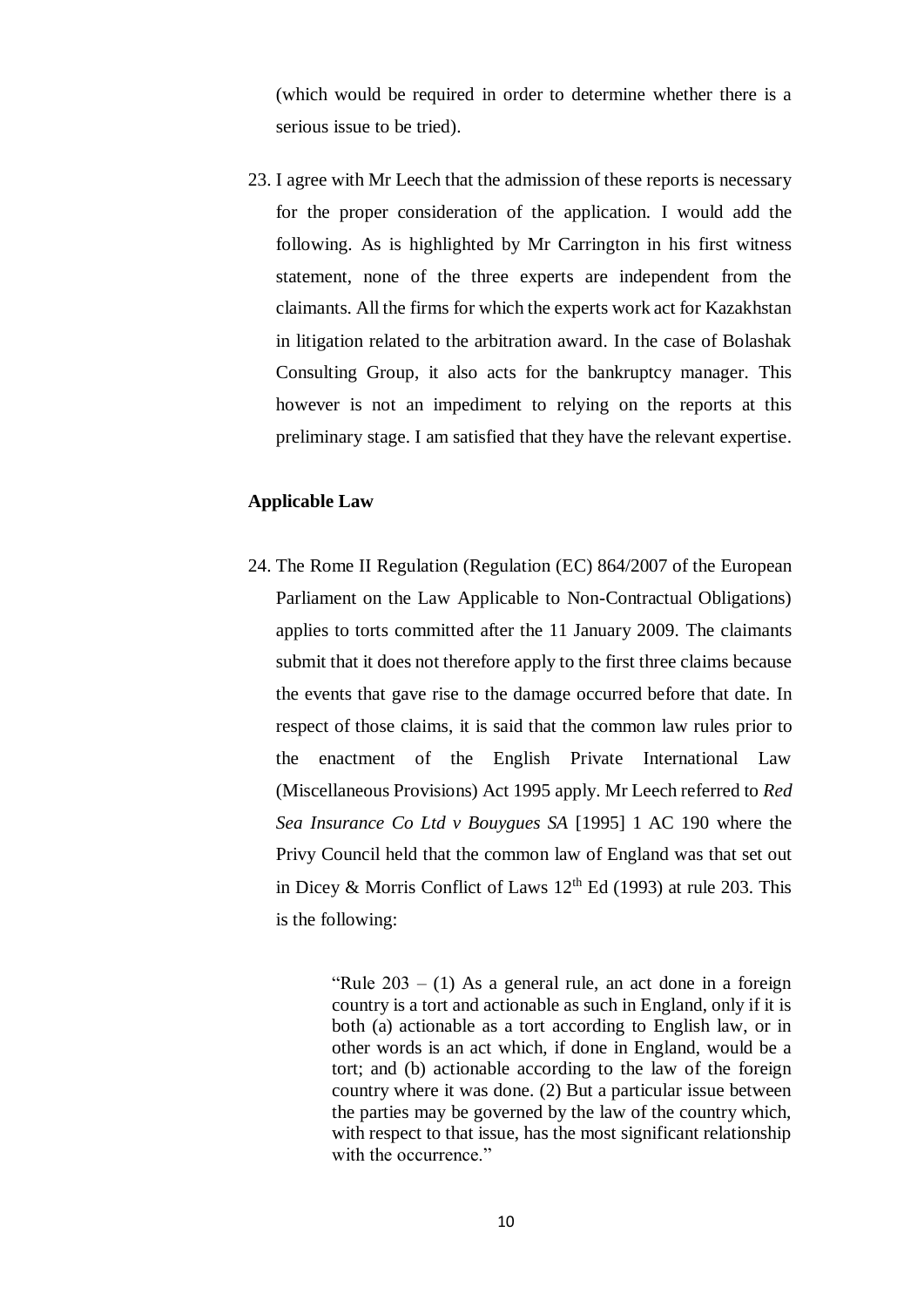(which would be required in order to determine whether there is a serious issue to be tried).

23. I agree with Mr Leech that the admission of these reports is necessary for the proper consideration of the application. I would add the following. As is highlighted by Mr Carrington in his first witness statement, none of the three experts are independent from the claimants. All the firms for which the experts work act for Kazakhstan in litigation related to the arbitration award. In the case of Bolashak Consulting Group, it also acts for the bankruptcy manager. This however is not an impediment to relying on the reports at this preliminary stage. I am satisfied that they have the relevant expertise.

### Applicable Law

24. The Rome II Regulation (Regulation (EC) 864/2007 of the European Parliament on the Law Applicable to Non-Contractual Obligations) applies to torts committed after the 11 January 2009. The claimants submit that it does not therefore apply to the first three claims because the events that gave rise to the damage occurred before that date. In respect of those claims, it is said that the common law rules prior to the enactment of the English Private International Law (Miscellaneous Provisions) Act 1995 apply. Mr Leech referred to *Red Sea Insurance Co Ltd v Bouygues SA* [1995] 1 AC 190 where the Privy Council held that the common law of England was that set out in Dicey & Morris Conflict of Laws 12th Ed (1993) at rule 203. This is the following:

> "Rule 203 – (1) As a general rule, an act done in a foreign country is a tort and actionable as such in England, only if it is both (a) actionable as a tort according to English law, or in other words is an act which, if done in England, would be a tort; and (b) actionable according to the law of the foreign country where it was done. (2) But a particular issue between the parties may be governed by the law of the country which, with respect to that issue, has the most significant relationship with the occurrence."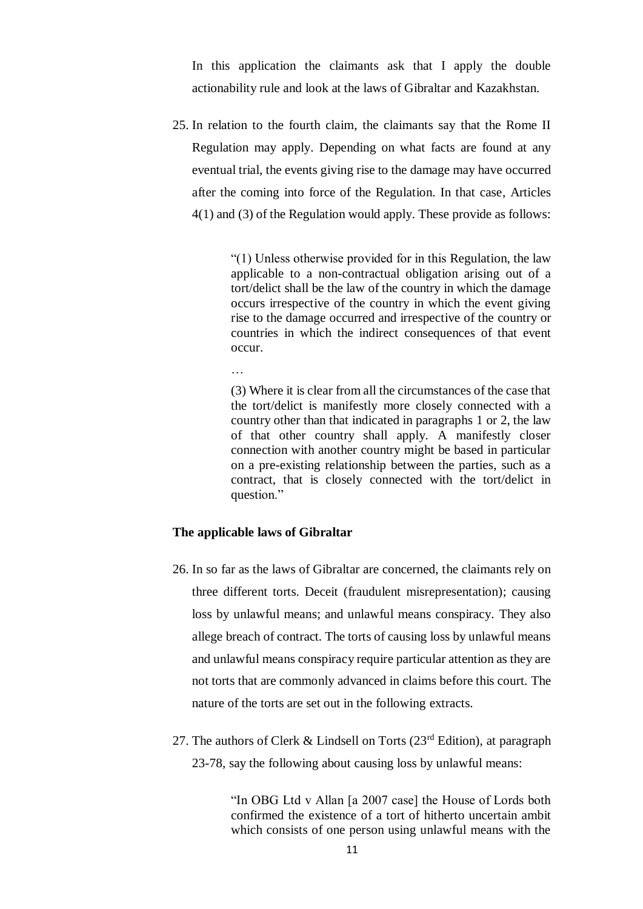In this application the claimants ask that I apply the double actionability rule and look at the laws of Gibraltar and Kazakhstan.

25. In relation to the fourth claim, the claimants say that the Rome II Regulation may apply. Depending on what facts are found at any eventual trial, the events giving rise to the damage may have occurred after the coming into force of the Regulation. In that case, Articles 4(1) and (3) of the Regulation would apply. These provide as follows:

> "(1) Unless otherwise provided for in this Regulation, the law applicable to a non-contractual obligation arising out of a tort/delict shall be the law of the country in which the damage occurs irrespective of the country in which the event giving rise to the damage occurred and irrespective of the country or countries in which the indirect consequences of that event occur.
>
> …
>
> (3) Where it is clear from all the circumstances of the case that the tort/delict is manifestly more closely connected with a country other than that indicated in paragraphs 1 or 2, the law of that other country shall apply. A manifestly closer connection with another country might be based in particular on a pre-existing relationship between the parties, such as a contract, that is closely connected with the tort/delict in question."

**The applicable laws of Gibraltar**

26. In so far as the laws of Gibraltar are concerned, the claimants rely on three different torts. Deceit (fraudulent misrepresentation); causing loss by unlawful means; and unlawful means conspiracy. They also allege breach of contract. The torts of causing loss by unlawful means and unlawful means conspiracy require particular attention as they are not torts that are commonly advanced in claims before this court. The nature of the torts are set out in the following extracts.

27. The authors of Clerk & Lindsell on Torts (23rd Edition), at paragraph 23-78, say the following about causing loss by unlawful means:

> "In OBG Ltd v Allan [a 2007 case] the House of Lords both confirmed the existence of a tort of hitherto uncertain ambit which consists of one person using unlawful means with the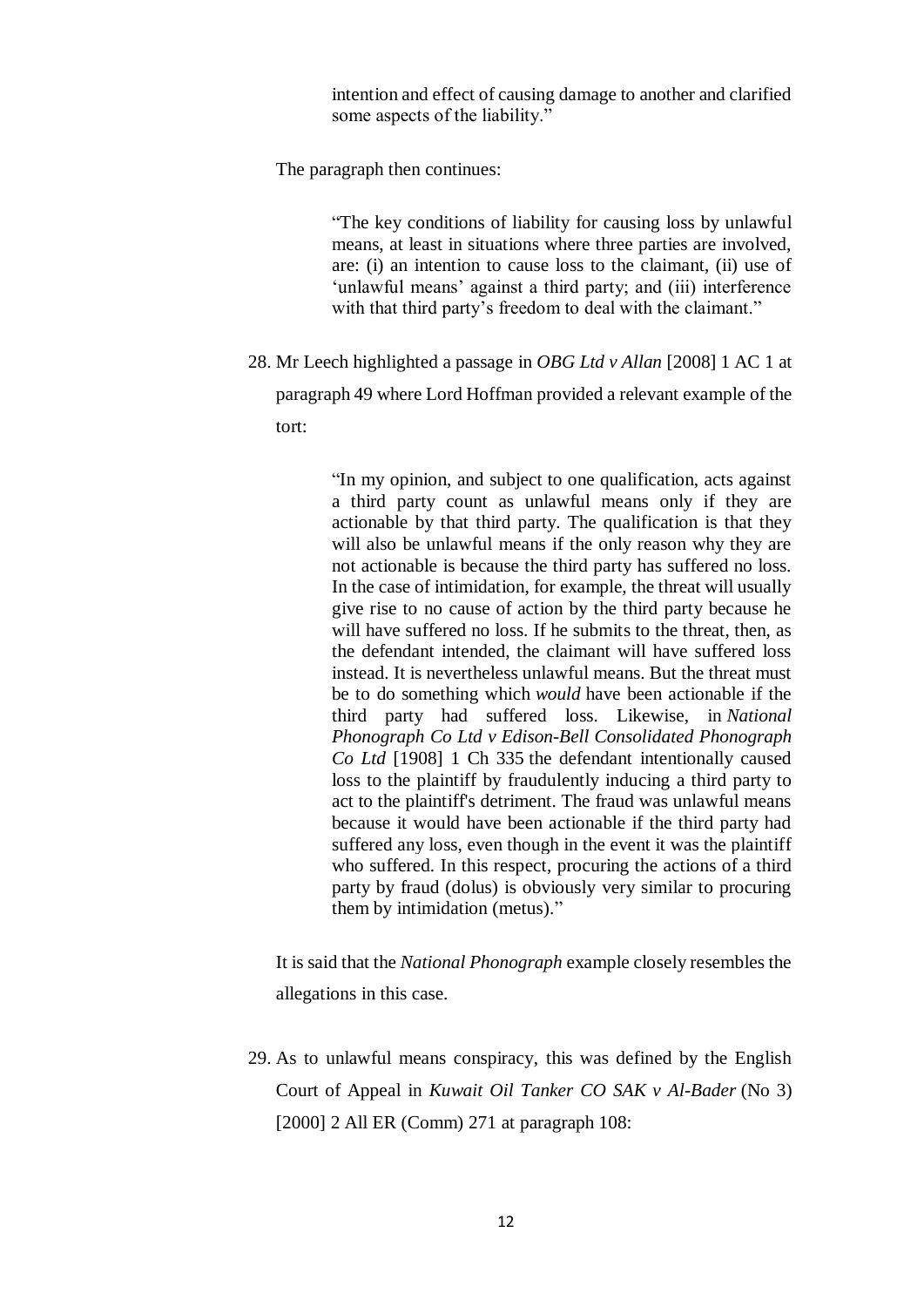> intention and effect of causing damage to another and clarified some aspects of the liability."

The paragraph then continues:

> "The key conditions of liability for causing loss by unlawful means, at least in situations where three parties are involved, are: (i) an intention to cause loss to the claimant, (ii) use of 'unlawful means' against a third party; and (iii) interference with that third party's freedom to deal with the claimant."

28. Mr Leech highlighted a passage in *OBG Ltd v Allan* [2008] 1 AC 1 at paragraph 49 where Lord Hoffman provided a relevant example of the tort:

> "In my opinion, and subject to one qualification, acts against a third party count as unlawful means only if they are actionable by that third party. The qualification is that they will also be unlawful means if the only reason why they are not actionable is because the third party has suffered no loss. In the case of intimidation, for example, the threat will usually give rise to no cause of action by the third party because he will have suffered no loss. If he submits to the threat, then, as the defendant intended, the claimant will have suffered loss instead. It is nevertheless unlawful means. But the threat must be to do something which *would* have been actionable if the third party had suffered loss. Likewise, in *National Phonograph Co Ltd v Edison-Bell Consolidated Phonograph Co Ltd* [1908] 1 Ch 335 the defendant intentionally caused loss to the plaintiff by fraudulently inducing a third party to act to the plaintiff's detriment. The fraud was unlawful means because it would have been actionable if the third party had suffered any loss, even though in the event it was the plaintiff who suffered. In this respect, procuring the actions of a third party by fraud (dolus) is obviously very similar to procuring them by intimidation (metus)."

It is said that the *National Phonograph* example closely resembles the allegations in this case.

29. As to unlawful means conspiracy, this was defined by the English Court of Appeal in *Kuwait Oil Tanker CO SAK v Al-Bader* (No 3) [2000] 2 All ER (Comm) 271 at paragraph 108: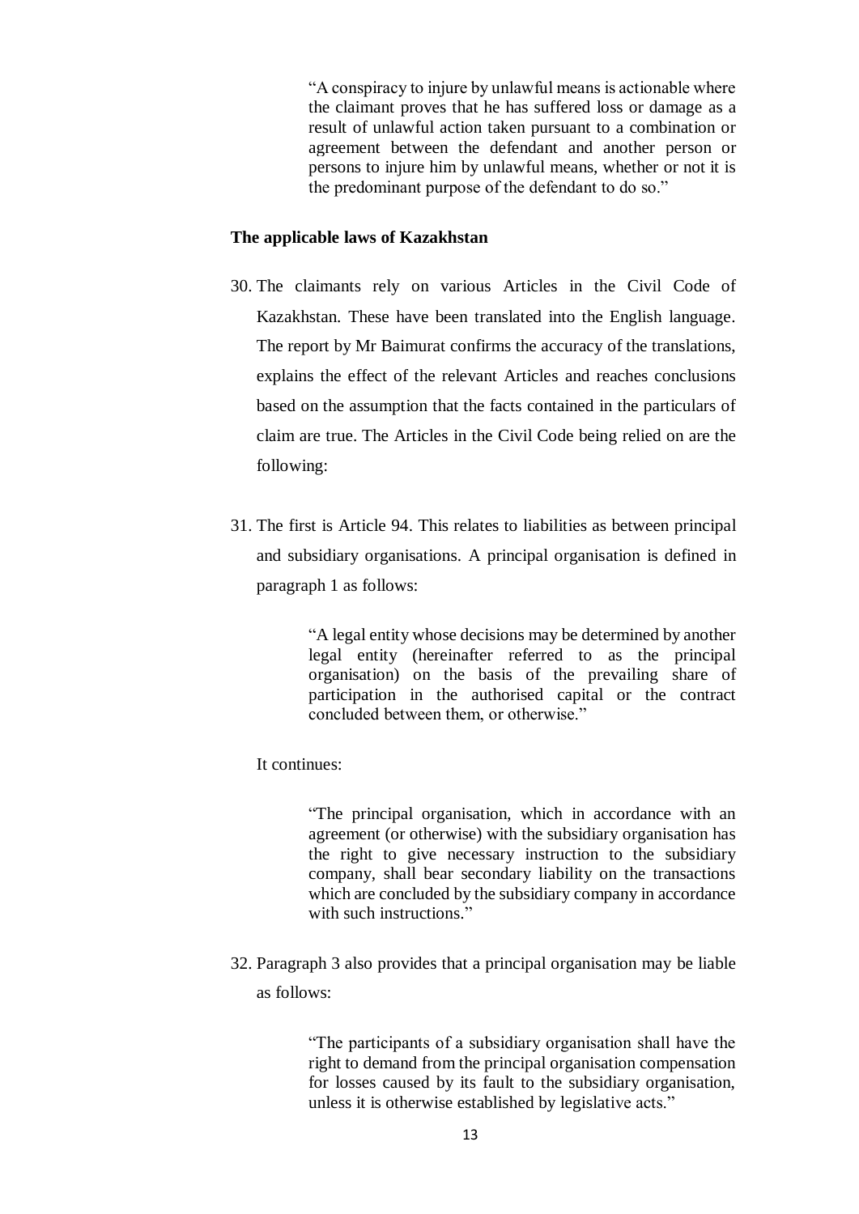> "A conspiracy to injure by unlawful means is actionable where the claimant proves that he has suffered loss or damage as a result of unlawful action taken pursuant to a combination or agreement between the defendant and another person or persons to injure him by unlawful means, whether or not it is the predominant purpose of the defendant to do so."

**The applicable laws of Kazakhstan**

30. The claimants rely on various Articles in the Civil Code of Kazakhstan. These have been translated into the English language. The report by Mr Baimurat confirms the accuracy of the translations, explains the effect of the relevant Articles and reaches conclusions based on the assumption that the facts contained in the particulars of claim are true. The Articles in the Civil Code being relied on are the following:

31. The first is Article 94. This relates to liabilities as between principal and subsidiary organisations. A principal organisation is defined in paragraph 1 as follows:

> "A legal entity whose decisions may be determined by another legal entity (hereinafter referred to as the principal organisation) on the basis of the prevailing share of participation in the authorised capital or the contract concluded between them, or otherwise."

It continues:

> "The principal organisation, which in accordance with an agreement (or otherwise) with the subsidiary organisation has the right to give necessary instruction to the subsidiary company, shall bear secondary liability on the transactions which are concluded by the subsidiary company in accordance with such instructions."

32. Paragraph 3 also provides that a principal organisation may be liable as follows:

> "The participants of a subsidiary organisation shall have the right to demand from the principal organisation compensation for losses caused by its fault to the subsidiary organisation, unless it is otherwise established by legislative acts."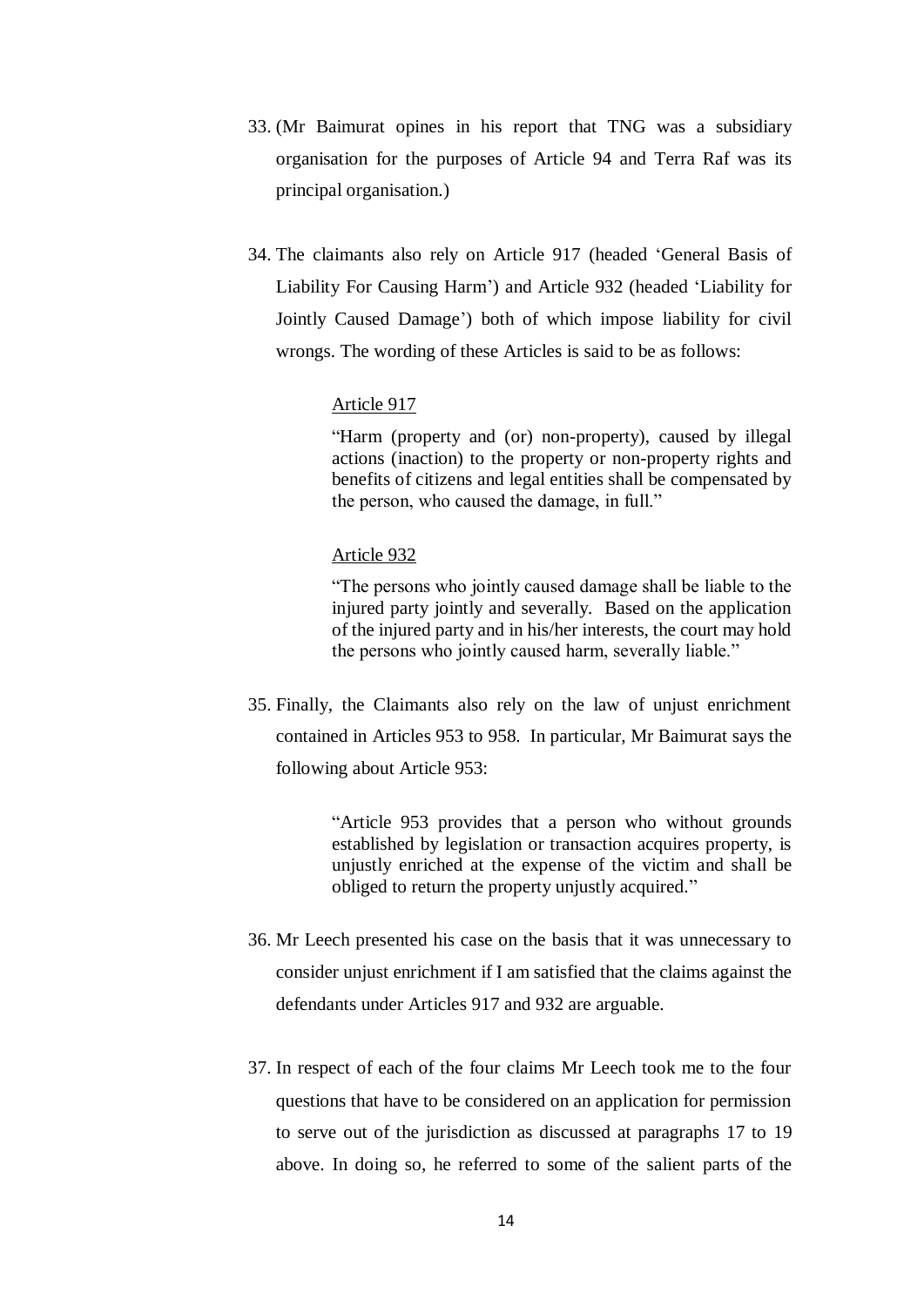33. (Mr Baimurat opines in his report that TNG was a subsidiary organisation for the purposes of Article 94 and Terra Raf was its principal organisation.)

34. The claimants also rely on Article 917 (headed 'General Basis of Liability For Causing Harm') and Article 932 (headed 'Liability for Jointly Caused Damage') both of which impose liability for civil wrongs. The wording of these Articles is said to be as follows:

    > <u>Article 917</u>
    >
    > "Harm (property and (or) non-property), caused by illegal actions (inaction) to the property or non-property rights and benefits of citizens and legal entities shall be compensated by the person, who caused the damage, in full."
    >
    > <u>Article 932</u>
    >
    > "The persons who jointly caused damage shall be liable to the injured party jointly and severally. Based on the application of the injured party and in his/her interests, the court may hold the persons who jointly caused harm, severally liable."

35. Finally, the Claimants also rely on the law of unjust enrichment contained in Articles 953 to 958. In particular, Mr Baimurat says the following about Article 953:

    > "Article 953 provides that a person who without grounds established by legislation or transaction acquires property, is unjustly enriched at the expense of the victim and shall be obliged to return the property unjustly acquired."

36. Mr Leech presented his case on the basis that it was unnecessary to consider unjust enrichment if I am satisfied that the claims against the defendants under Articles 917 and 932 are arguable.

37. In respect of each of the four claims Mr Leech took me to the four questions that have to be considered on an application for permission to serve out of the jurisdiction as discussed at paragraphs 17 to 19 above. In doing so, he referred to some of the salient parts of the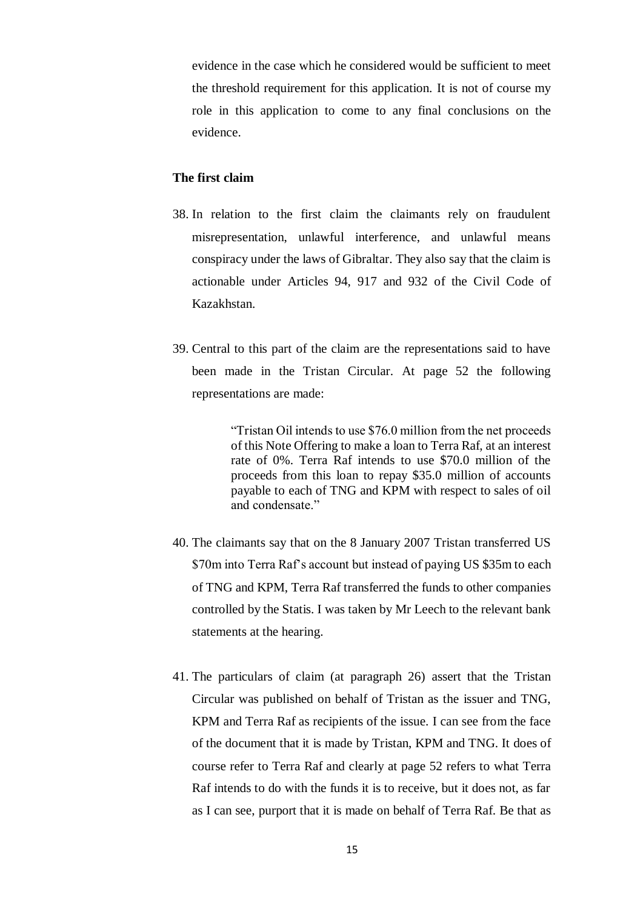evidence in the case which he considered would be sufficient to meet the threshold requirement for this application. It is not of course my role in this application to come to any final conclusions on the evidence.

**The first claim**

38. In relation to the first claim the claimants rely on fraudulent misrepresentation, unlawful interference, and unlawful means conspiracy under the laws of Gibraltar. They also say that the claim is actionable under Articles 94, 917 and 932 of the Civil Code of Kazakhstan.

39. Central to this part of the claim are the representations said to have been made in the Tristan Circular. At page 52 the following representations are made:

> "Tristan Oil intends to use $76.0 million from the net proceeds of this Note Offering to make a loan to Terra Raf, at an interest rate of 0%. Terra Raf intends to use $70.0 million of the proceeds from this loan to repay $35.0 million of accounts payable to each of TNG and KPM with respect to sales of oil and condensate."

40. The claimants say that on the 8 January 2007 Tristan transferred US $70m into Terra Raf's account but instead of paying US $35m to each of TNG and KPM, Terra Raf transferred the funds to other companies controlled by the Statis. I was taken by Mr Leech to the relevant bank statements at the hearing.

41. The particulars of claim (at paragraph 26) assert that the Tristan Circular was published on behalf of Tristan as the issuer and TNG, KPM and Terra Raf as recipients of the issue. I can see from the face of the document that it is made by Tristan, KPM and TNG. It does of course refer to Terra Raf and clearly at page 52 refers to what Terra Raf intends to do with the funds it is to receive, but it does not, as far as I can see, purport that it is made on behalf of Terra Raf. Be that as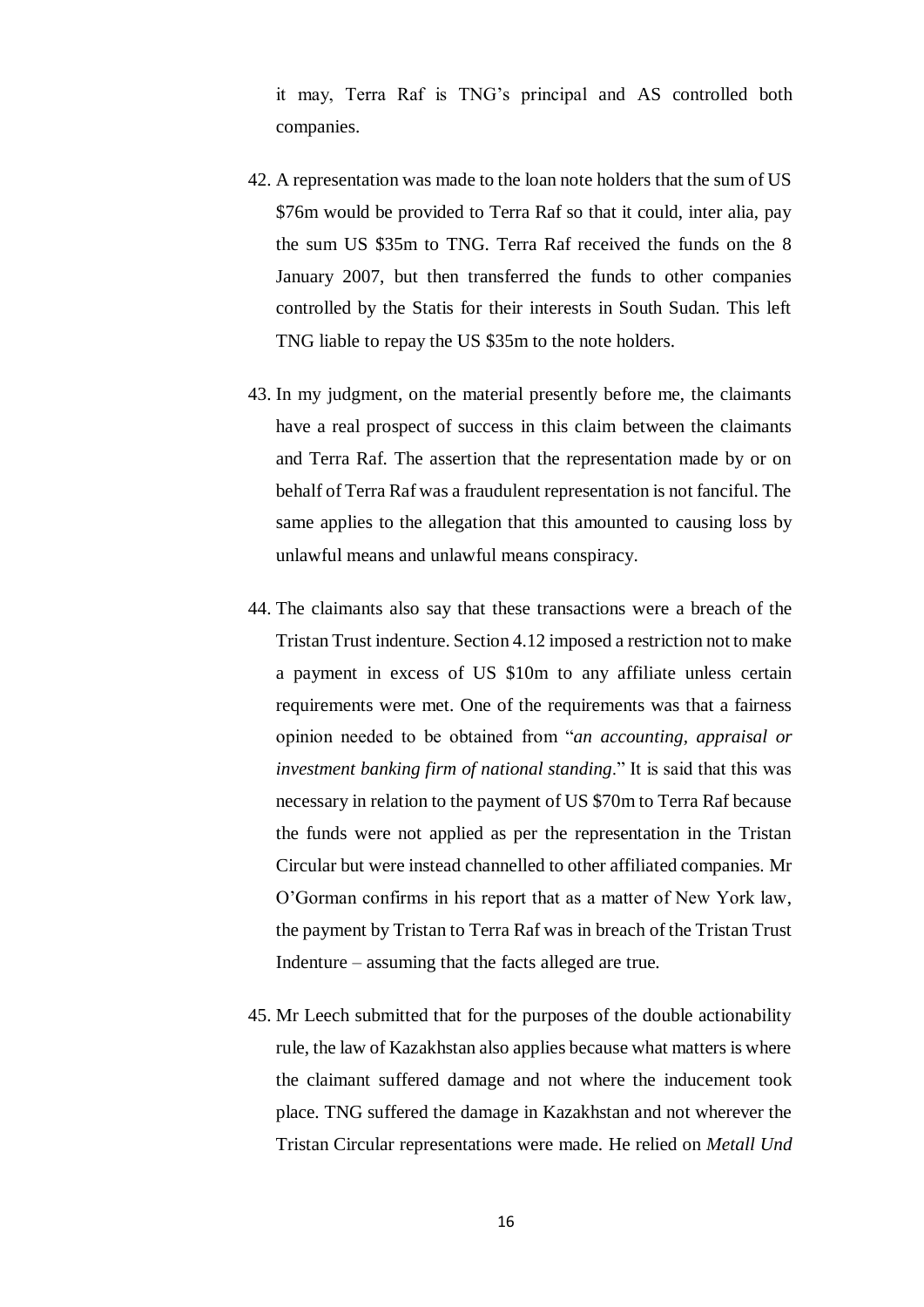it may, Terra Raf is TNG's principal and AS controlled both companies.

42. A representation was made to the loan note holders that the sum of US \$76m would be provided to Terra Raf so that it could, inter alia, pay the sum US \$35m to TNG. Terra Raf received the funds on the 8 January 2007, but then transferred the funds to other companies controlled by the Statis for their interests in South Sudan. This left TNG liable to repay the US \$35m to the note holders.

43. In my judgment, on the material presently before me, the claimants have a real prospect of success in this claim between the claimants and Terra Raf. The assertion that the representation made by or on behalf of Terra Raf was a fraudulent representation is not fanciful. The same applies to the allegation that this amounted to causing loss by unlawful means and unlawful means conspiracy.

44. The claimants also say that these transactions were a breach of the Tristan Trust indenture. Section 4.12 imposed a restriction not to make a payment in excess of US \$10m to any affiliate unless certain requirements were met. One of the requirements was that a fairness opinion needed to be obtained from "*an accounting, appraisal or investment banking firm of national standing*." It is said that this was necessary in relation to the payment of US \$70m to Terra Raf because the funds were not applied as per the representation in the Tristan Circular but were instead channelled to other affiliated companies. Mr O'Gorman confirms in his report that as a matter of New York law, the payment by Tristan to Terra Raf was in breach of the Tristan Trust Indenture – assuming that the facts alleged are true.

45. Mr Leech submitted that for the purposes of the double actionability rule, the law of Kazakhstan also applies because what matters is where the claimant suffered damage and not where the inducement took place. TNG suffered the damage in Kazakhstan and not wherever the Tristan Circular representations were made. He relied on *Metall Und*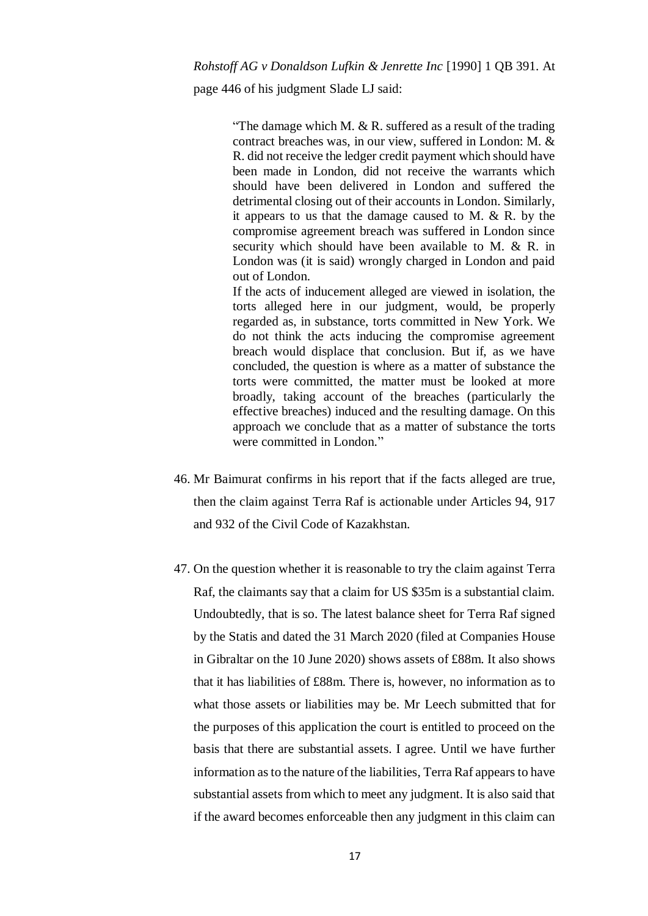*Rohstoff AG v Donaldson Lufkin & Jenrette Inc* [1990] 1 QB 391. At page 446 of his judgment Slade LJ said:

> "The damage which M. & R. suffered as a result of the trading contract breaches was, in our view, suffered in London: M. & R. did not receive the ledger credit payment which should have been made in London, did not receive the warrants which should have been delivered in London and suffered the detrimental closing out of their accounts in London. Similarly, it appears to us that the damage caused to M. & R. by the compromise agreement breach was suffered in London since security which should have been available to M. & R. in London was (it is said) wrongly charged in London and paid out of London.
>
> If the acts of inducement alleged are viewed in isolation, the torts alleged here in our judgment, would, be properly regarded as, in substance, torts committed in New York. We do not think the acts inducing the compromise agreement breach would displace that conclusion. But if, as we have concluded, the question is where as a matter of substance the torts were committed, the matter must be looked at more broadly, taking account of the breaches (particularly the effective breaches) induced and the resulting damage. On this approach we conclude that as a matter of substance the torts were committed in London."

46. Mr Baimurat confirms in his report that if the facts alleged are true, then the claim against Terra Raf is actionable under Articles 94, 917 and 932 of the Civil Code of Kazakhstan.

47. On the question whether it is reasonable to try the claim against Terra Raf, the claimants say that a claim for US $35m is a substantial claim. Undoubtedly, that is so. The latest balance sheet for Terra Raf signed by the Statis and dated the 31 March 2020 (filed at Companies House in Gibraltar on the 10 June 2020) shows assets of £88m. It also shows that it has liabilities of £88m. There is, however, no information as to what those assets or liabilities may be. Mr Leech submitted that for the purposes of this application the court is entitled to proceed on the basis that there are substantial assets. I agree. Until we have further information as to the nature of the liabilities, Terra Raf appears to have substantial assets from which to meet any judgment. It is also said that if the award becomes enforceable then any judgment in this claim can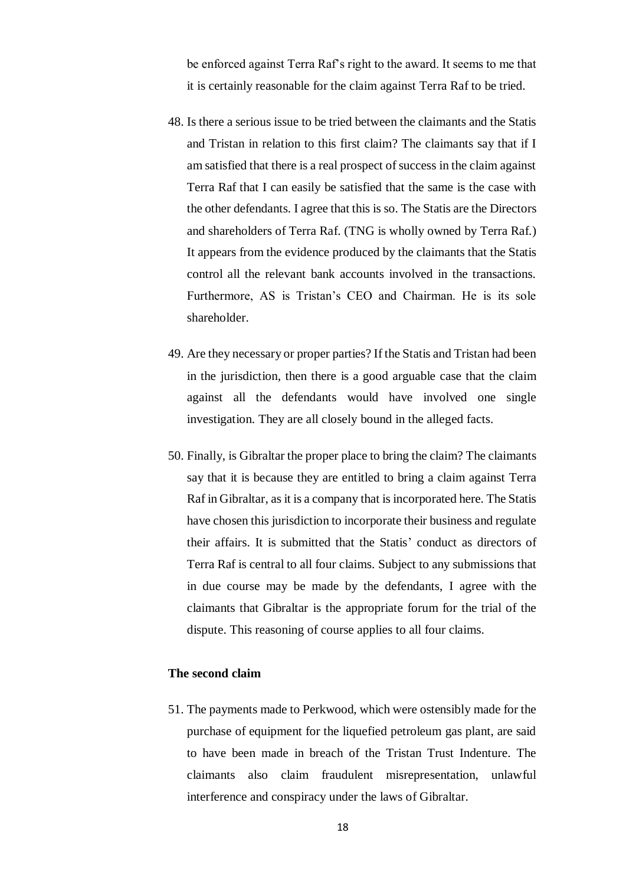be enforced against Terra Raf's right to the award. It seems to me that it is certainly reasonable for the claim against Terra Raf to be tried.

48. Is there a serious issue to be tried between the claimants and the Statis and Tristan in relation to this first claim? The claimants say that if I am satisfied that there is a real prospect of success in the claim against Terra Raf that I can easily be satisfied that the same is the case with the other defendants. I agree that this is so. The Statis are the Directors and shareholders of Terra Raf. (TNG is wholly owned by Terra Raf.) It appears from the evidence produced by the claimants that the Statis control all the relevant bank accounts involved in the transactions. Furthermore, AS is Tristan's CEO and Chairman. He is its sole shareholder.

49. Are they necessary or proper parties? If the Statis and Tristan had been in the jurisdiction, then there is a good arguable case that the claim against all the defendants would have involved one single investigation. They are all closely bound in the alleged facts.

50. Finally, is Gibraltar the proper place to bring the claim? The claimants say that it is because they are entitled to bring a claim against Terra Raf in Gibraltar, as it is a company that is incorporated here. The Statis have chosen this jurisdiction to incorporate their business and regulate their affairs. It is submitted that the Statis' conduct as directors of Terra Raf is central to all four claims. Subject to any submissions that in due course may be made by the defendants, I agree with the claimants that Gibraltar is the appropriate forum for the trial of the dispute. This reasoning of course applies to all four claims.

**The second claim**

51. The payments made to Perkwood, which were ostensibly made for the purchase of equipment for the liquefied petroleum gas plant, are said to have been made in breach of the Tristan Trust Indenture. The claimants also claim fraudulent misrepresentation, unlawful interference and conspiracy under the laws of Gibraltar.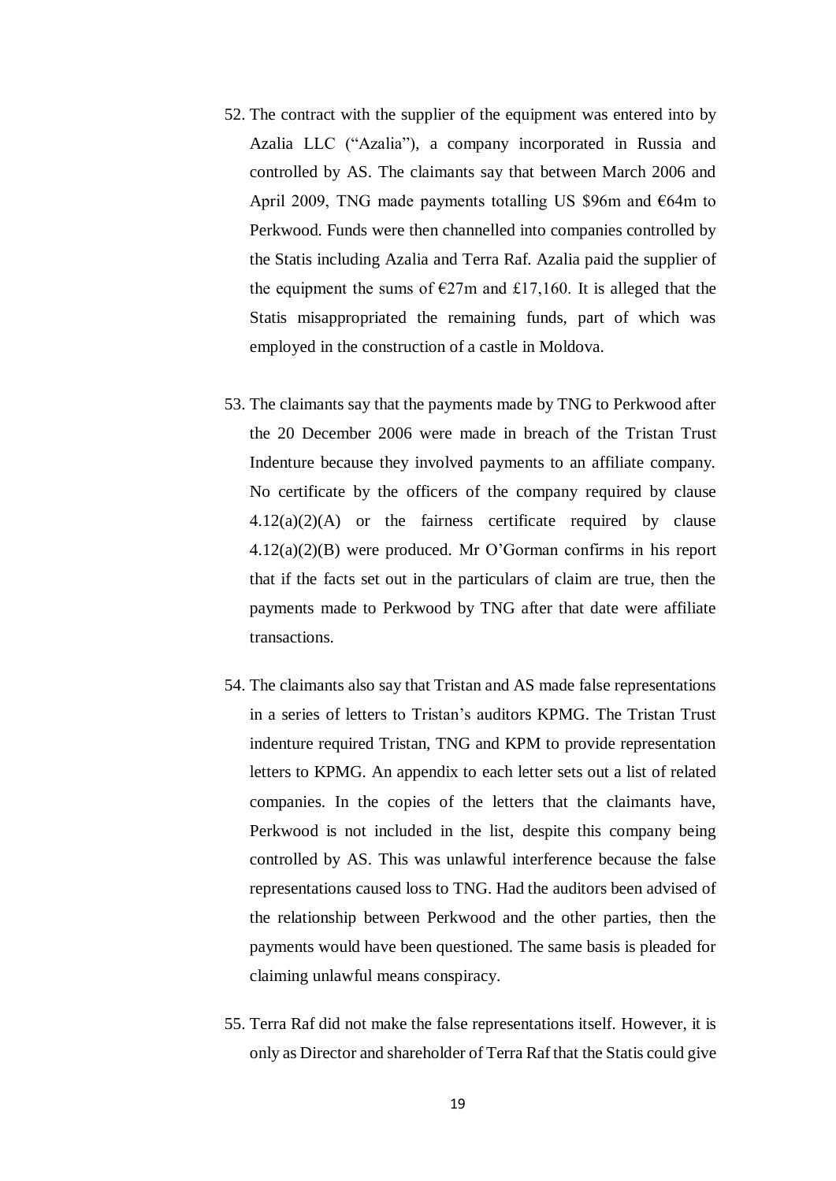52. The contract with the supplier of the equipment was entered into by Azalia LLC ("Azalia"), a company incorporated in Russia and controlled by AS. The claimants say that between March 2006 and April 2009, TNG made payments totalling US $96m and €64m to Perkwood. Funds were then channelled into companies controlled by the Statis including Azalia and Terra Raf. Azalia paid the supplier of the equipment the sums of €27m and £17,160. It is alleged that the Statis misappropriated the remaining funds, part of which was employed in the construction of a castle in Moldova.

53. The claimants say that the payments made by TNG to Perkwood after the 20 December 2006 were made in breach of the Tristan Trust Indenture because they involved payments to an affiliate company. No certificate by the officers of the company required by clause 4.12(a)(2)(A) or the fairness certificate required by clause 4.12(a)(2)(B) were produced. Mr O'Gorman confirms in his report that if the facts set out in the particulars of claim are true, then the payments made to Perkwood by TNG after that date were affiliate transactions.

54. The claimants also say that Tristan and AS made false representations in a series of letters to Tristan's auditors KPMG. The Tristan Trust indenture required Tristan, TNG and KPM to provide representation letters to KPMG. An appendix to each letter sets out a list of related companies. In the copies of the letters that the claimants have, Perkwood is not included in the list, despite this company being controlled by AS. This was unlawful interference because the false representations caused loss to TNG. Had the auditors been advised of the relationship between Perkwood and the other parties, then the payments would have been questioned. The same basis is pleaded for claiming unlawful means conspiracy.

55. Terra Raf did not make the false representations itself. However, it is only as Director and shareholder of Terra Raf that the Statis could give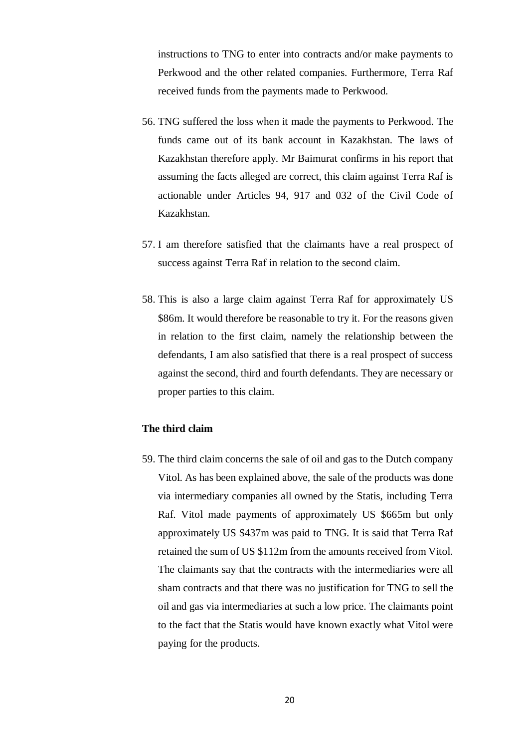instructions to TNG to enter into contracts and/or make payments to Perkwood and the other related companies. Furthermore, Terra Raf received funds from the payments made to Perkwood.

56. TNG suffered the loss when it made the payments to Perkwood. The funds came out of its bank account in Kazakhstan. The laws of Kazakhstan therefore apply. Mr Baimurat confirms in his report that assuming the facts alleged are correct, this claim against Terra Raf is actionable under Articles 94, 917 and 032 of the Civil Code of Kazakhstan.

57. I am therefore satisfied that the claimants have a real prospect of success against Terra Raf in relation to the second claim.

58. This is also a large claim against Terra Raf for approximately US \$86m. It would therefore be reasonable to try it. For the reasons given in relation to the first claim, namely the relationship between the defendants, I am also satisfied that there is a real prospect of success against the second, third and fourth defendants. They are necessary or proper parties to this claim.

**The third claim**

59. The third claim concerns the sale of oil and gas to the Dutch company Vitol. As has been explained above, the sale of the products was done via intermediary companies all owned by the Statis, including Terra Raf. Vitol made payments of approximately US \$665m but only approximately US \$437m was paid to TNG. It is said that Terra Raf retained the sum of US \$112m from the amounts received from Vitol. The claimants say that the contracts with the intermediaries were all sham contracts and that there was no justification for TNG to sell the oil and gas via intermediaries at such a low price. The claimants point to the fact that the Statis would have known exactly what Vitol were paying for the products.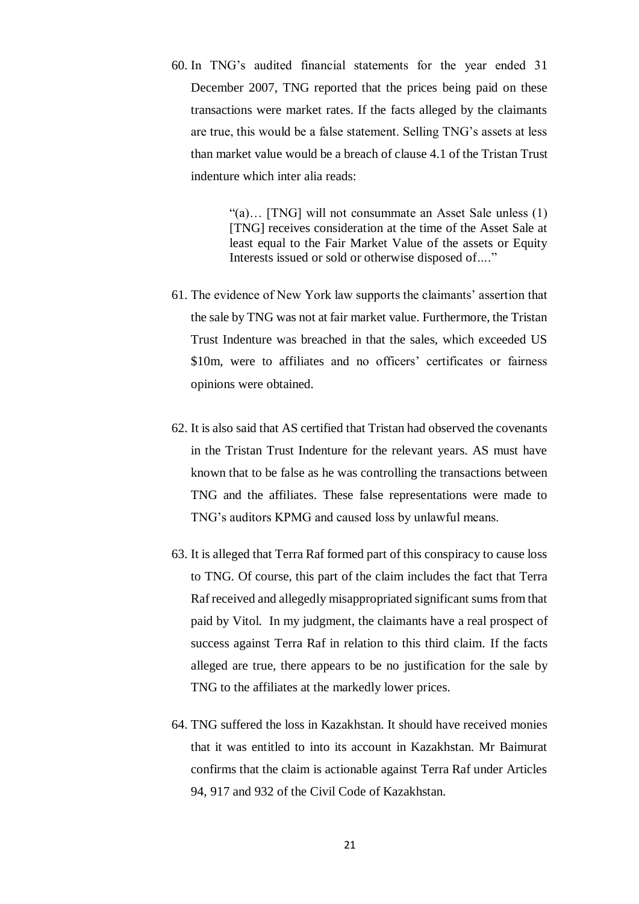60. In TNG's audited financial statements for the year ended 31 December 2007, TNG reported that the prices being paid on these transactions were market rates. If the facts alleged by the claimants are true, this would be a false statement. Selling TNG's assets at less than market value would be a breach of clause 4.1 of the Tristan Trust indenture which inter alia reads:

   > "(a)… [TNG] will not consummate an Asset Sale unless (1) [TNG] receives consideration at the time of the Asset Sale at least equal to the Fair Market Value of the assets or Equity Interests issued or sold or otherwise disposed of…."

61. The evidence of New York law supports the claimants' assertion that the sale by TNG was not at fair market value. Furthermore, the Tristan Trust Indenture was breached in that the sales, which exceeded US \$10m, were to affiliates and no officers' certificates or fairness opinions were obtained.

62. It is also said that AS certified that Tristan had observed the covenants in the Tristan Trust Indenture for the relevant years. AS must have known that to be false as he was controlling the transactions between TNG and the affiliates. These false representations were made to TNG's auditors KPMG and caused loss by unlawful means.

63. It is alleged that Terra Raf formed part of this conspiracy to cause loss to TNG. Of course, this part of the claim includes the fact that Terra Raf received and allegedly misappropriated significant sums from that paid by Vitol. In my judgment, the claimants have a real prospect of success against Terra Raf in relation to this third claim. If the facts alleged are true, there appears to be no justification for the sale by TNG to the affiliates at the markedly lower prices.

64. TNG suffered the loss in Kazakhstan. It should have received monies that it was entitled to into its account in Kazakhstan. Mr Baimurat confirms that the claim is actionable against Terra Raf under Articles 94, 917 and 932 of the Civil Code of Kazakhstan.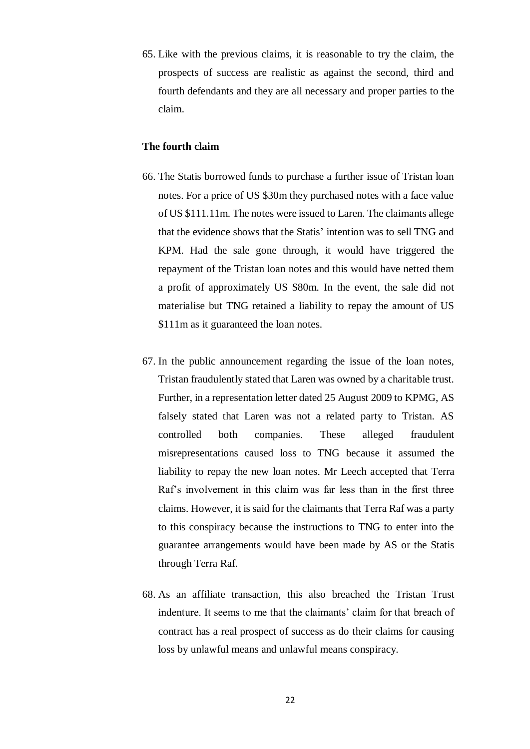65. Like with the previous claims, it is reasonable to try the claim, the prospects of success are realistic as against the second, third and fourth defendants and they are all necessary and proper parties to the claim.

**The fourth claim**

66. The Statis borrowed funds to purchase a further issue of Tristan loan notes. For a price of US $30m they purchased notes with a face value of US $111.11m. The notes were issued to Laren. The claimants allege that the evidence shows that the Statis' intention was to sell TNG and KPM. Had the sale gone through, it would have triggered the repayment of the Tristan loan notes and this would have netted them a profit of approximately US $80m. In the event, the sale did not materialise but TNG retained a liability to repay the amount of US $111m as it guaranteed the loan notes.

67. In the public announcement regarding the issue of the loan notes, Tristan fraudulently stated that Laren was owned by a charitable trust. Further, in a representation letter dated 25 August 2009 to KPMG, AS falsely stated that Laren was not a related party to Tristan. AS controlled both companies. These alleged fraudulent misrepresentations caused loss to TNG because it assumed the liability to repay the new loan notes. Mr Leech accepted that Terra Raf's involvement in this claim was far less than in the first three claims. However, it is said for the claimants that Terra Raf was a party to this conspiracy because the instructions to TNG to enter into the guarantee arrangements would have been made by AS or the Statis through Terra Raf.

68. As an affiliate transaction, this also breached the Tristan Trust indenture. It seems to me that the claimants' claim for that breach of contract has a real prospect of success as do their claims for causing loss by unlawful means and unlawful means conspiracy.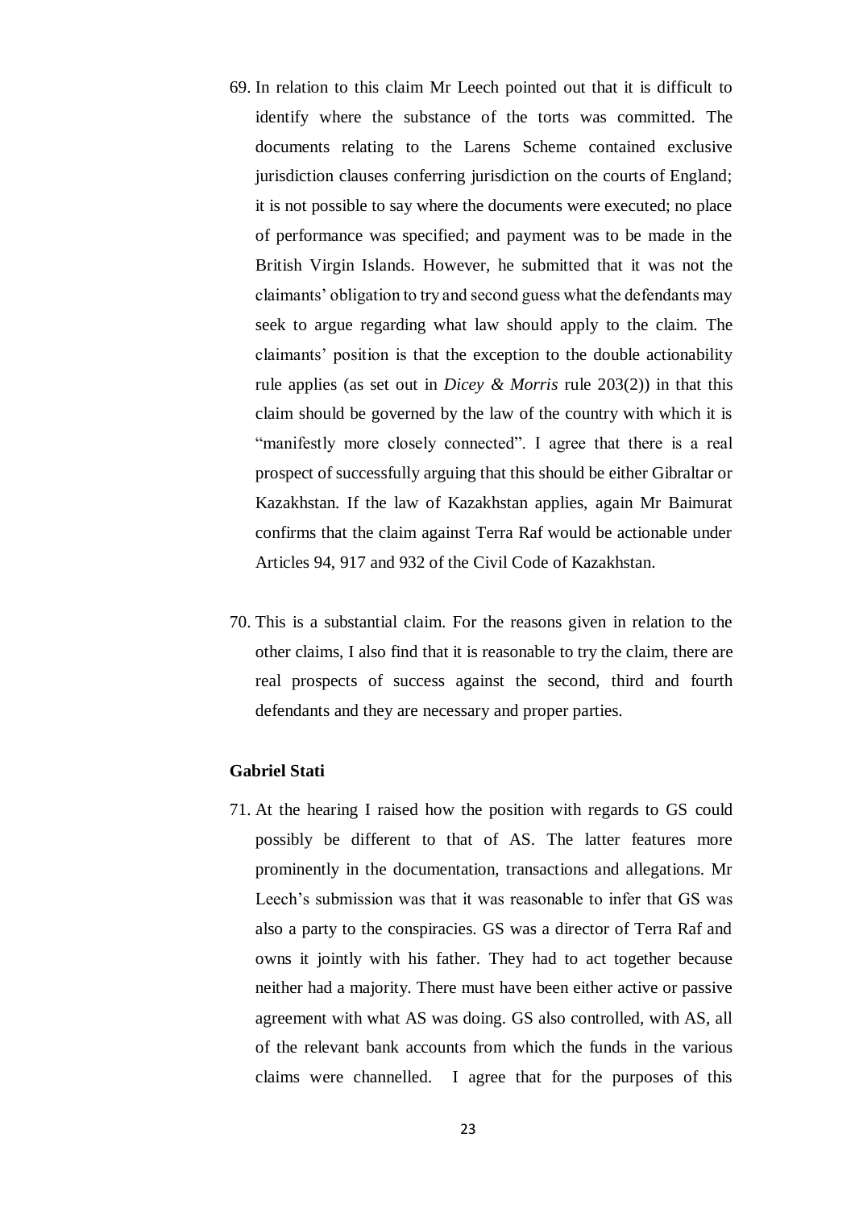69. In relation to this claim Mr Leech pointed out that it is difficult to identify where the substance of the torts was committed. The documents relating to the Larens Scheme contained exclusive jurisdiction clauses conferring jurisdiction on the courts of England; it is not possible to say where the documents were executed; no place of performance was specified; and payment was to be made in the British Virgin Islands. However, he submitted that it was not the claimants' obligation to try and second guess what the defendants may seek to argue regarding what law should apply to the claim. The claimants' position is that the exception to the double actionability rule applies (as set out in *Dicey & Morris* rule 203(2)) in that this claim should be governed by the law of the country with which it is "manifestly more closely connected". I agree that there is a real prospect of successfully arguing that this should be either Gibraltar or Kazakhstan. If the law of Kazakhstan applies, again Mr Baimurat confirms that the claim against Terra Raf would be actionable under Articles 94, 917 and 932 of the Civil Code of Kazakhstan.

70. This is a substantial claim. For the reasons given in relation to the other claims, I also find that it is reasonable to try the claim, there are real prospects of success against the second, third and fourth defendants and they are necessary and proper parties.

**Gabriel Stati**

71. At the hearing I raised how the position with regards to GS could possibly be different to that of AS. The latter features more prominently in the documentation, transactions and allegations. Mr Leech's submission was that it was reasonable to infer that GS was also a party to the conspiracies. GS was a director of Terra Raf and owns it jointly with his father. They had to act together because neither had a majority. There must have been either active or passive agreement with what AS was doing. GS also controlled, with AS, all of the relevant bank accounts from which the funds in the various claims were channelled. I agree that for the purposes of this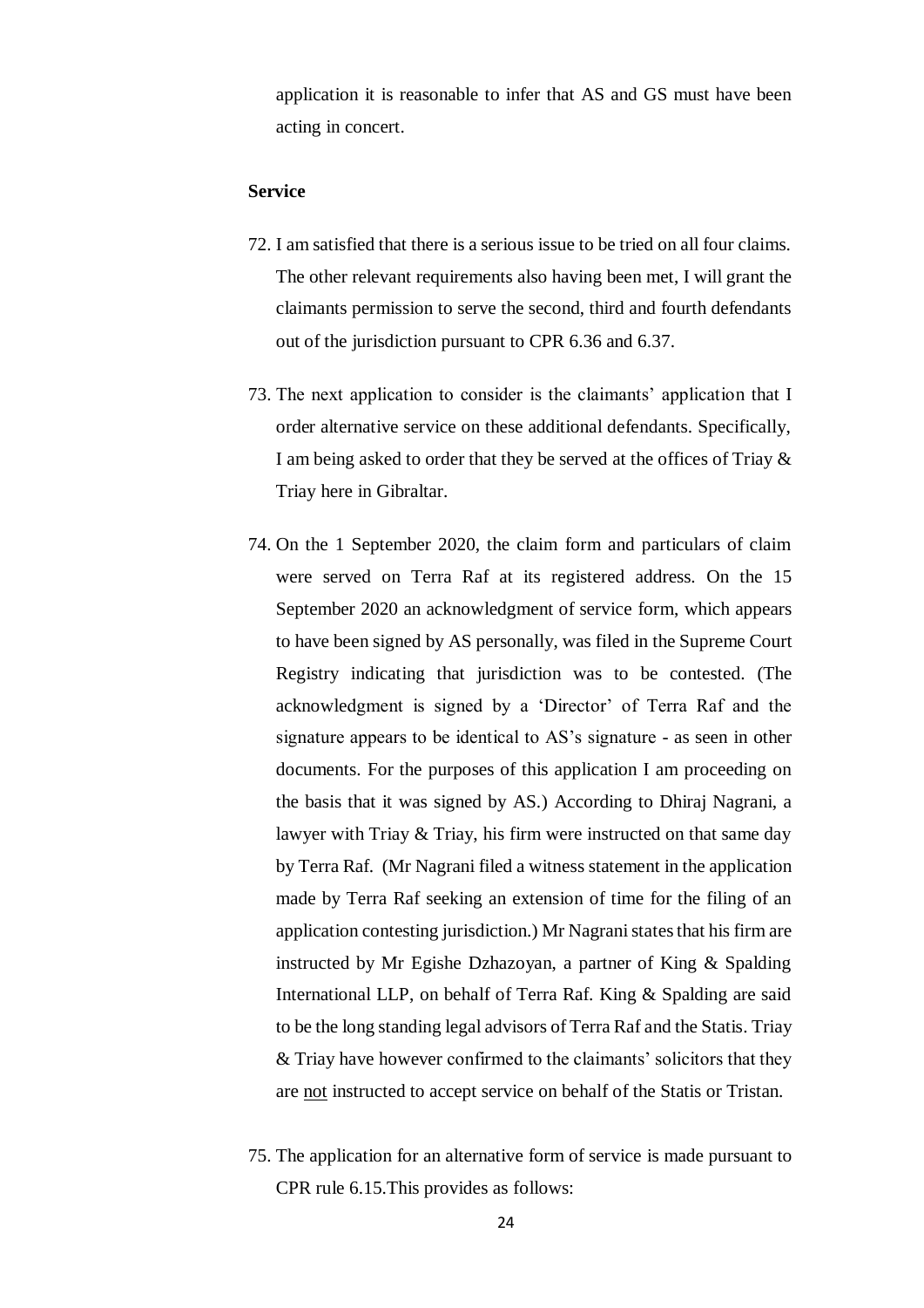application it is reasonable to infer that AS and GS must have been acting in concert.

**Service**

72. I am satisfied that there is a serious issue to be tried on all four claims. The other relevant requirements also having been met, I will grant the claimants permission to serve the second, third and fourth defendants out of the jurisdiction pursuant to CPR 6.36 and 6.37.

73. The next application to consider is the claimants' application that I order alternative service on these additional defendants. Specifically, I am being asked to order that they be served at the offices of Triay & Triay here in Gibraltar.

74. On the 1 September 2020, the claim form and particulars of claim were served on Terra Raf at its registered address. On the 15 September 2020 an acknowledgment of service form, which appears to have been signed by AS personally, was filed in the Supreme Court Registry indicating that jurisdiction was to be contested. (The acknowledgment is signed by a 'Director' of Terra Raf and the signature appears to be identical to AS's signature - as seen in other documents. For the purposes of this application I am proceeding on the basis that it was signed by AS.) According to Dhiraj Nagrani, a lawyer with Triay & Triay, his firm were instructed on that same day by Terra Raf. (Mr Nagrani filed a witness statement in the application made by Terra Raf seeking an extension of time for the filing of an application contesting jurisdiction.) Mr Nagrani states that his firm are instructed by Mr Egishe Dzhazoyan, a partner of King & Spalding International LLP, on behalf of Terra Raf. King & Spalding are said to be the long standing legal advisors of Terra Raf and the Statis. Triay & Triay have however confirmed to the claimants' solicitors that they are <u>not</u> instructed to accept service on behalf of the Statis or Tristan.

75. The application for an alternative form of service is made pursuant to CPR rule 6.15.This provides as follows: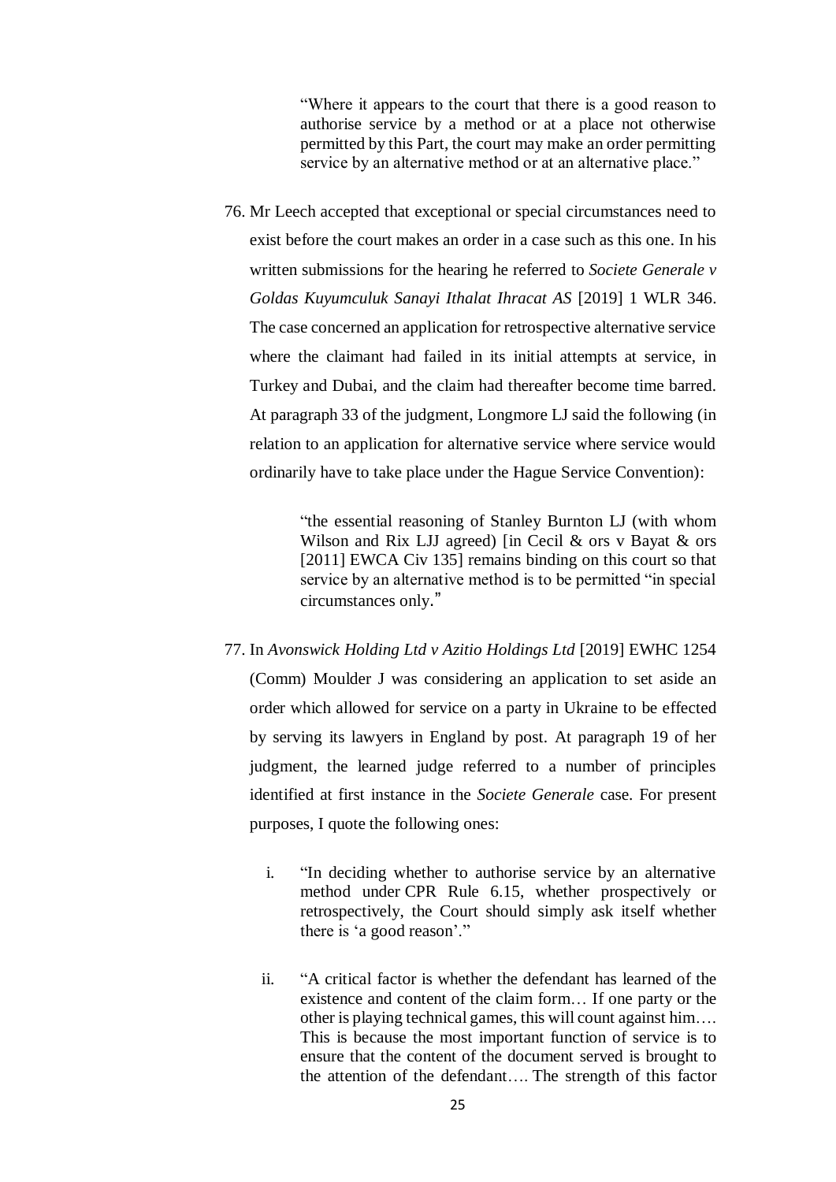> "Where it appears to the court that there is a good reason to authorise service by a method or at a place not otherwise permitted by this Part, the court may make an order permitting service by an alternative method or at an alternative place."

76. Mr Leech accepted that exceptional or special circumstances need to exist before the court makes an order in a case such as this one. In his written submissions for the hearing he referred to *Societe Generale v Goldas Kuyumculuk Sanayi Ithalat Ihracat AS* [2019] 1 WLR 346. The case concerned an application for retrospective alternative service where the claimant had failed in its initial attempts at service, in Turkey and Dubai, and the claim had thereafter become time barred. At paragraph 33 of the judgment, Longmore LJ said the following (in relation to an application for alternative service where service would ordinarily have to take place under the Hague Service Convention):

> "the essential reasoning of Stanley Burnton LJ (with whom Wilson and Rix LJJ agreed) [in Cecil & ors v Bayat & ors [2011] EWCA Civ 135] remains binding on this court so that service by an alternative method is to be permitted "in special circumstances only."

77. In *Avonswick Holding Ltd v Azitio Holdings Ltd* [2019] EWHC 1254 (Comm) Moulder J was considering an application to set aside an order which allowed for service on a party in Ukraine to be effected by serving its lawyers in England by post. At paragraph 19 of her judgment, the learned judge referred to a number of principles identified at first instance in the *Societe Generale* case. For present purposes, I quote the following ones:

    i. "In deciding whether to authorise service by an alternative method under CPR Rule 6.15, whether prospectively or retrospectively, the Court should simply ask itself whether there is 'a good reason'."

    ii. "A critical factor is whether the defendant has learned of the existence and content of the claim form… If one party or the other is playing technical games, this will count against him…. This is because the most important function of service is to ensure that the content of the document served is brought to the attention of the defendant…. The strength of this factor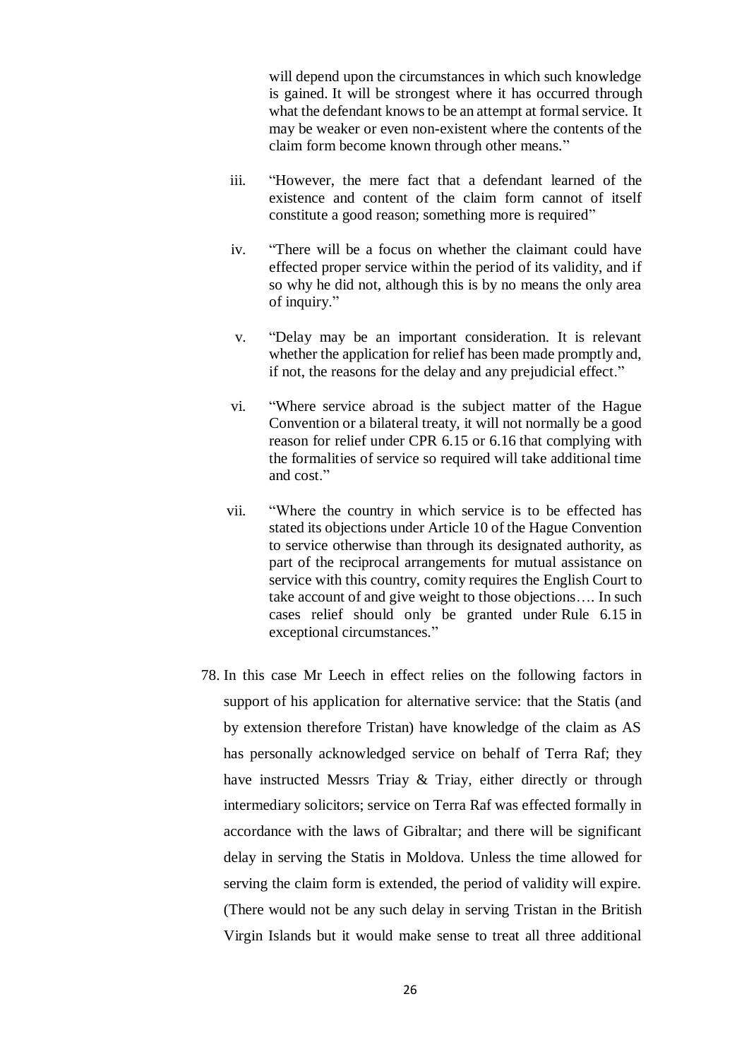will depend upon the circumstances in which such knowledge is gained. It will be strongest where it has occurred through what the defendant knows to be an attempt at formal service. It may be weaker or even non-existent where the contents of the claim form become known through other means."

iii. "However, the mere fact that a defendant learned of the existence and content of the claim form cannot of itself constitute a good reason; something more is required"

iv. "There will be a focus on whether the claimant could have effected proper service within the period of its validity, and if so why he did not, although this is by no means the only area of inquiry."

v. "Delay may be an important consideration. It is relevant whether the application for relief has been made promptly and, if not, the reasons for the delay and any prejudicial effect."

vi. "Where service abroad is the subject matter of the Hague Convention or a bilateral treaty, it will not normally be a good reason for relief under CPR 6.15 or 6.16 that complying with the formalities of service so required will take additional time and cost."

vii. "Where the country in which service is to be effected has stated its objections under Article 10 of the Hague Convention to service otherwise than through its designated authority, as part of the reciprocal arrangements for mutual assistance on service with this country, comity requires the English Court to take account of and give weight to those objections…. In such cases relief should only be granted under Rule 6.15 in exceptional circumstances."

78. In this case Mr Leech in effect relies on the following factors in support of his application for alternative service: that the Statis (and by extension therefore Tristan) have knowledge of the claim as AS has personally acknowledged service on behalf of Terra Raf; they have instructed Messrs Triay & Triay, either directly or through intermediary solicitors; service on Terra Raf was effected formally in accordance with the laws of Gibraltar; and there will be significant delay in serving the Statis in Moldova. Unless the time allowed for serving the claim form is extended, the period of validity will expire. (There would not be any such delay in serving Tristan in the British Virgin Islands but it would make sense to treat all three additional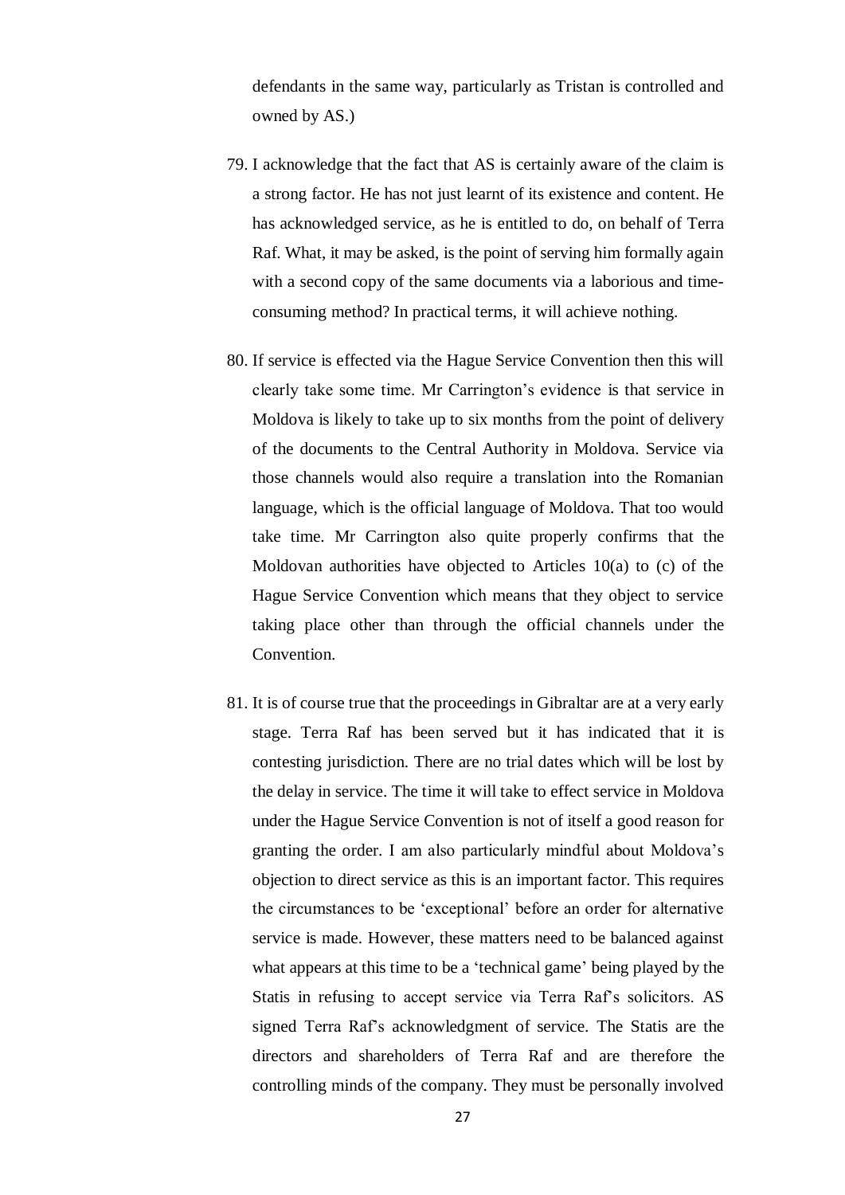defendants in the same way, particularly as Tristan is controlled and owned by AS.)

79. I acknowledge that the fact that AS is certainly aware of the claim is a strong factor. He has not just learnt of its existence and content. He has acknowledged service, as he is entitled to do, on behalf of Terra Raf. What, it may be asked, is the point of serving him formally again with a second copy of the same documents via a laborious and time-consuming method? In practical terms, it will achieve nothing.

80. If service is effected via the Hague Service Convention then this will clearly take some time. Mr Carrington's evidence is that service in Moldova is likely to take up to six months from the point of delivery of the documents to the Central Authority in Moldova. Service via those channels would also require a translation into the Romanian language, which is the official language of Moldova. That too would take time. Mr Carrington also quite properly confirms that the Moldovan authorities have objected to Articles 10(a) to (c) of the Hague Service Convention which means that they object to service taking place other than through the official channels under the Convention.

81. It is of course true that the proceedings in Gibraltar are at a very early stage. Terra Raf has been served but it has indicated that it is contesting jurisdiction. There are no trial dates which will be lost by the delay in service. The time it will take to effect service in Moldova under the Hague Service Convention is not of itself a good reason for granting the order. I am also particularly mindful about Moldova's objection to direct service as this is an important factor. This requires the circumstances to be 'exceptional' before an order for alternative service is made. However, these matters need to be balanced against what appears at this time to be a 'technical game' being played by the Statis in refusing to accept service via Terra Raf's solicitors. AS signed Terra Raf's acknowledgment of service. The Statis are the directors and shareholders of Terra Raf and are therefore the controlling minds of the company. They must be personally involved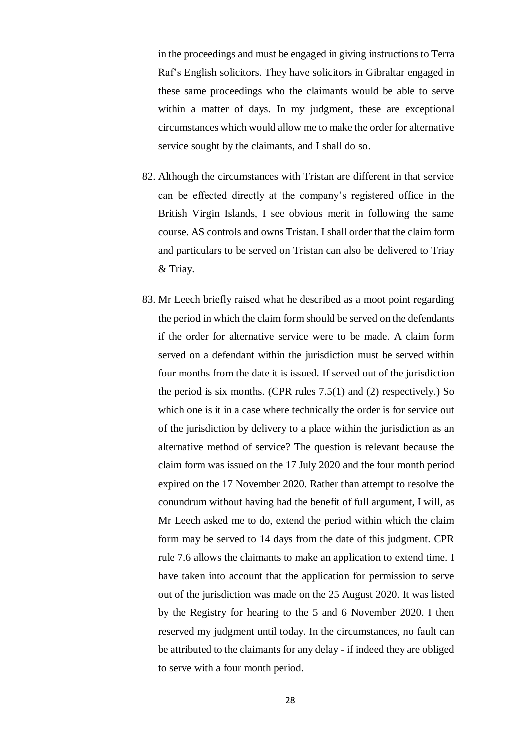in the proceedings and must be engaged in giving instructions to Terra Raf's English solicitors. They have solicitors in Gibraltar engaged in these same proceedings who the claimants would be able to serve within a matter of days. In my judgment, these are exceptional circumstances which would allow me to make the order for alternative service sought by the claimants, and I shall do so.

82. Although the circumstances with Tristan are different in that service can be effected directly at the company's registered office in the British Virgin Islands, I see obvious merit in following the same course. AS controls and owns Tristan. I shall order that the claim form and particulars to be served on Tristan can also be delivered to Triay & Triay.

83. Mr Leech briefly raised what he described as a moot point regarding the period in which the claim form should be served on the defendants if the order for alternative service were to be made. A claim form served on a defendant within the jurisdiction must be served within four months from the date it is issued. If served out of the jurisdiction the period is six months. (CPR rules 7.5(1) and (2) respectively.) So which one is it in a case where technically the order is for service out of the jurisdiction by delivery to a place within the jurisdiction as an alternative method of service? The question is relevant because the claim form was issued on the 17 July 2020 and the four month period expired on the 17 November 2020. Rather than attempt to resolve the conundrum without having had the benefit of full argument, I will, as Mr Leech asked me to do, extend the period within which the claim form may be served to 14 days from the date of this judgment. CPR rule 7.6 allows the claimants to make an application to extend time. I have taken into account that the application for permission to serve out of the jurisdiction was made on the 25 August 2020. It was listed by the Registry for hearing to the 5 and 6 November 2020. I then reserved my judgment until today. In the circumstances, no fault can be attributed to the claimants for any delay - if indeed they are obliged to serve with a four month period.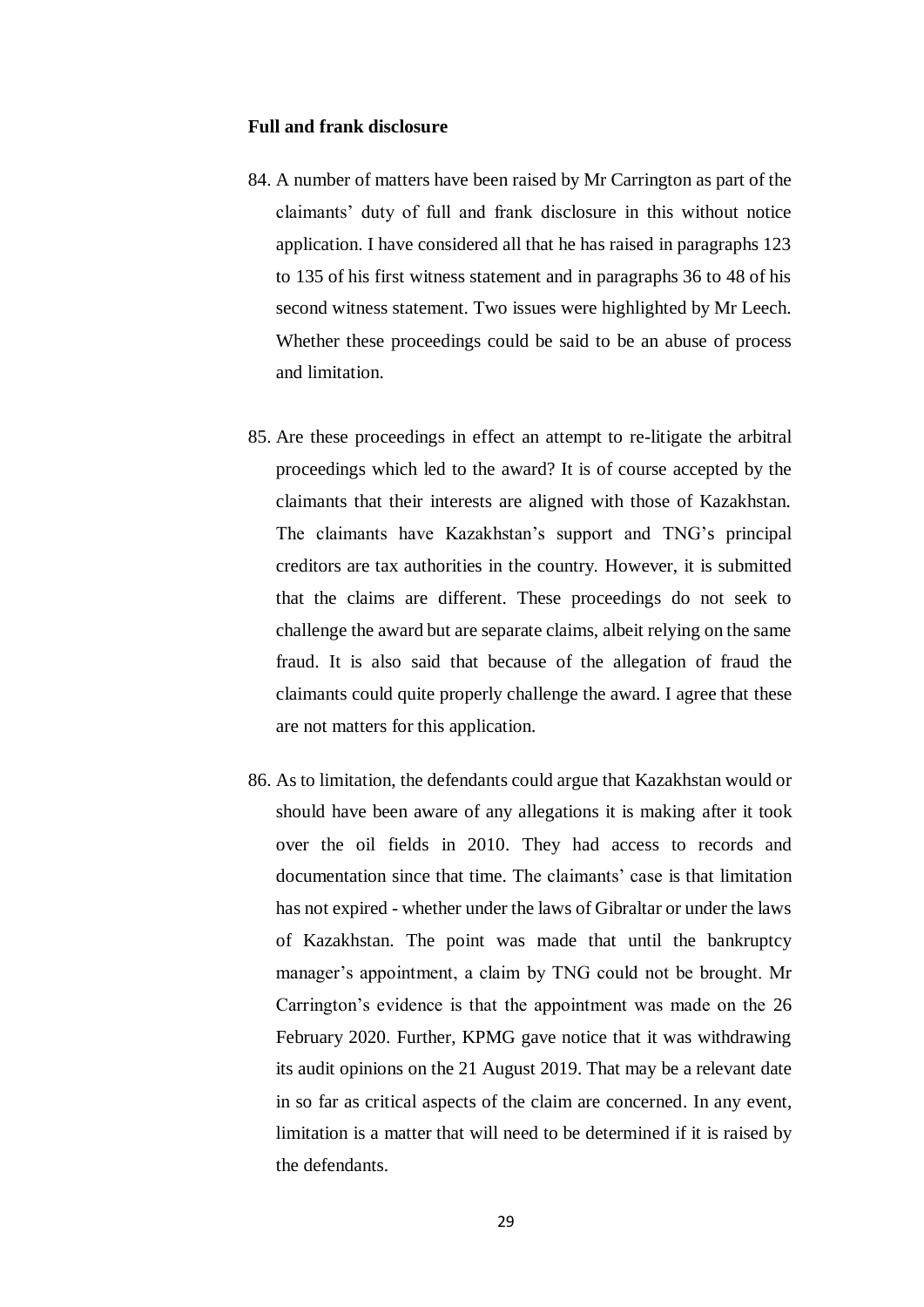**Full and frank disclosure**

84. A number of matters have been raised by Mr Carrington as part of the claimants' duty of full and frank disclosure in this without notice application. I have considered all that he has raised in paragraphs 123 to 135 of his first witness statement and in paragraphs 36 to 48 of his second witness statement. Two issues were highlighted by Mr Leech. Whether these proceedings could be said to be an abuse of process and limitation.

85. Are these proceedings in effect an attempt to re-litigate the arbitral proceedings which led to the award? It is of course accepted by the claimants that their interests are aligned with those of Kazakhstan. The claimants have Kazakhstan's support and TNG's principal creditors are tax authorities in the country. However, it is submitted that the claims are different. These proceedings do not seek to challenge the award but are separate claims, albeit relying on the same fraud. It is also said that because of the allegation of fraud the claimants could quite properly challenge the award. I agree that these are not matters for this application.

86. As to limitation, the defendants could argue that Kazakhstan would or should have been aware of any allegations it is making after it took over the oil fields in 2010. They had access to records and documentation since that time. The claimants' case is that limitation has not expired - whether under the laws of Gibraltar or under the laws of Kazakhstan. The point was made that until the bankruptcy manager's appointment, a claim by TNG could not be brought. Mr Carrington's evidence is that the appointment was made on the 26 February 2020. Further, KPMG gave notice that it was withdrawing its audit opinions on the 21 August 2019. That may be a relevant date in so far as critical aspects of the claim are concerned. In any event, limitation is a matter that will need to be determined if it is raised by the defendants.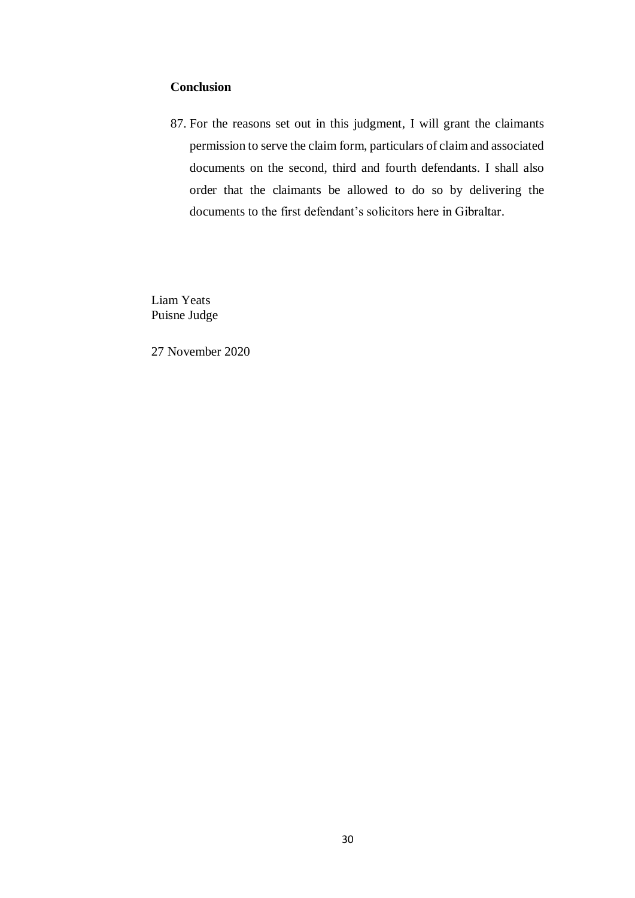**Conclusion**

87. For the reasons set out in this judgment, I will grant the claimants permission to serve the claim form, particulars of claim and associated documents on the second, third and fourth defendants. I shall also order that the claimants be allowed to do so by delivering the documents to the first defendant's solicitors here in Gibraltar.

Liam Yeats
Puisne Judge

27 November 2020